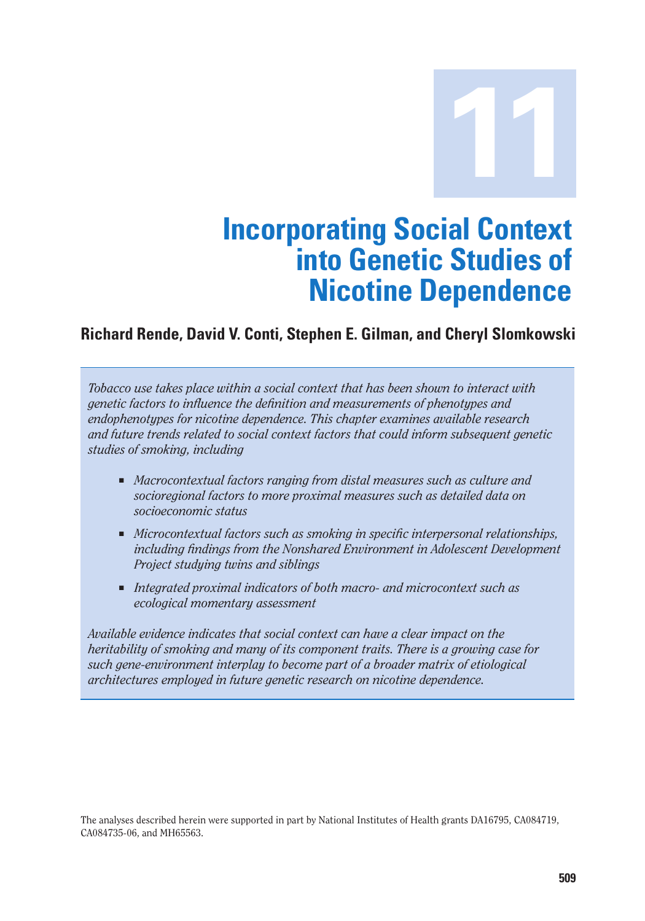# 11

# Incorporating Social Context into Genetic Studies of Nicotine Dependence

**Richard Rende, David V. Conti, Stephen E. Gilman, and Cheryl Slomkowski**

*Tobacco use takes place within a social context that has been shown to interact with genetic factors to influence the definition and measurements of phenotypes and endophenotypes for nicotine dependence. This chapter examines available research and future trends related to social context factors that could inform subsequent genetic studies of smoking, including*

- *Macrocontextual factors ranging from distal measures such as culture and socioregional factors to more proximal measures such as detailed data on socioeconomic status*
- *Microcontextual factors such as smoking in specific interpersonal relationships, including findings from the Nonshared Environment in Adolescent Development Project studying twins and siblings*
- *Integrated proximal indicators of both macro- and microcontext such as ecological momentary assessment*

*Available evidence indicates that social context can have a clear impact on the heritability of smoking and many of its component traits. There is a growing case for such gene-environment interplay to become part of a broader matrix of etiological architectures employed in future genetic research on nicotine dependence.*

The analyses described herein were supported in part by National Institutes of Health grants DA16795, CA084719, CA084735-06, and MH65563.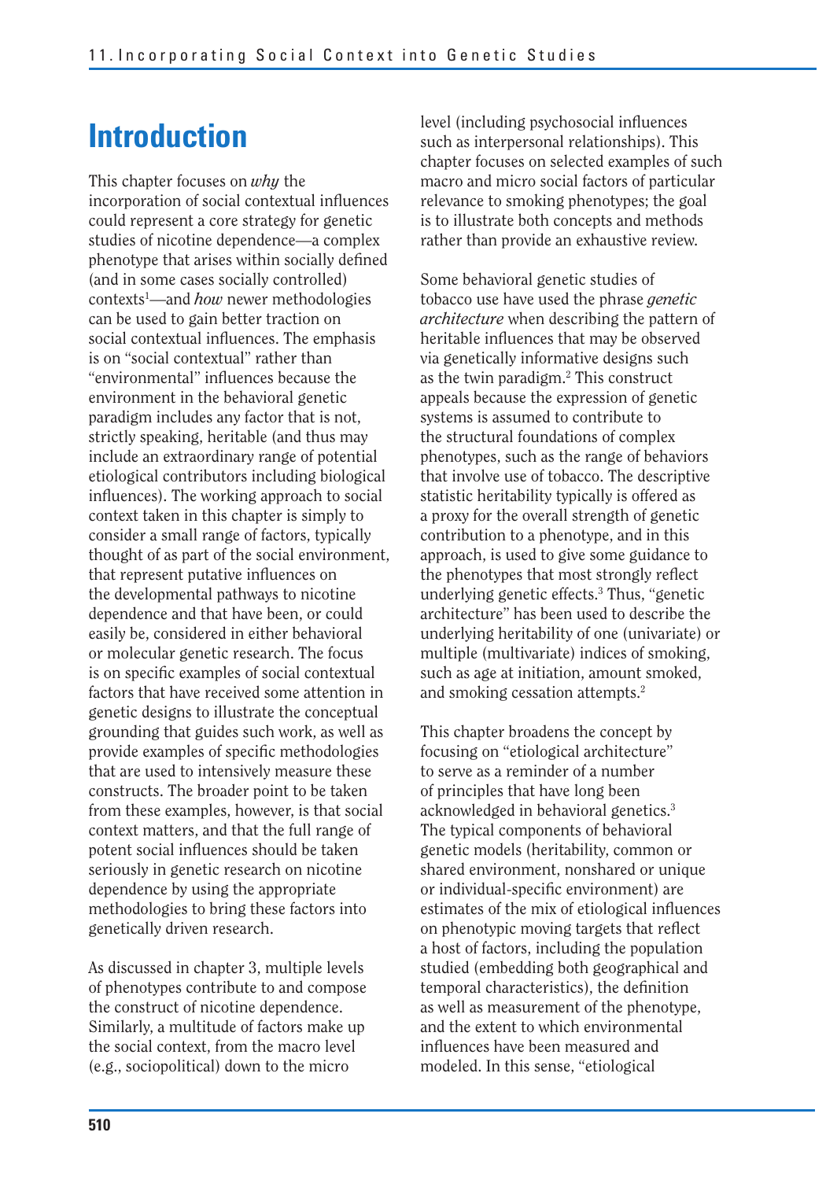# Introduction

This chapter focuses on *why* the incorporation of social contextual influences could represent a core strategy for genetic studies of nicotine dependence—a complex phenotype that arises within socially defined (and in some cases socially controlled) contexts[1]—and *how* newer methodologies can be used to gain better traction on social contextual influences. The emphasis is on "social contextual" rather than "environmental" influences because the environment in the behavioral genetic paradigm includes any factor that is not, strictly speaking, heritable (and thus may include an extraordinary range of potential etiological contributors including biological influences). The working approach to social context taken in this chapter is simply to consider a small range of factors, typically thought of as part of the social environment, that represent putative influences on the developmental pathways to nicotine dependence and that have been, or could easily be, considered in either behavioral or molecular genetic research. The focus is on specific examples of social contextual factors that have received some attention in genetic designs to illustrate the conceptual grounding that guides such work, as well as provide examples of specific methodologies that are used to intensively measure these constructs. The broader point to be taken from these examples, however, is that social context matters, and that the full range of potent social influences should be taken seriously in genetic research on nicotine dependence by using the appropriate methodologies to bring these factors into genetically driven research.

As discussed in chapter 3, multiple levels of phenotypes contribute to and compose the construct of nicotine dependence. Similarly, a multitude of factors make up the social context, from the macro level (e.g., sociopolitical) down to the micro level (including psychosocial influences such as interpersonal relationships). This chapter focuses on selected examples of such macro and micro social factors of particular relevance to smoking phenotypes; the goal is to illustrate both concepts and methods rather than provide an exhaustive review.

Some behavioral genetic studies of tobacco use have used the phrase *genetic architecture* when describing the pattern of heritable influences that may be observed via genetically informative designs such as the twin paradigm.[2] This construct appeals because the expression of genetic systems is assumed to contribute to the structural foundations of complex phenotypes, such as the range of behaviors that involve use of tobacco. The descriptive statistic heritability typically is offered as a proxy for the overall strength of genetic contribution to a phenotype, and in this approach, is used to give some guidance to the phenotypes that most strongly reflect underlying genetic effects.[3] Thus, "genetic architecture" has been used to describe the underlying heritability of one (univariate) or multiple (multivariate) indices of smoking, such as age at initiation, amount smoked, and smoking cessation attempts.[2]

This chapter broadens the concept by focusing on "etiological architecture" to serve as a reminder of a number of principles that have long been acknowledged in behavioral genetics.[3] The typical components of behavioral genetic models (heritability, common or shared environment, nonshared or unique or individual-specific environment) are estimates of the mix of etiological influences on phenotypic moving targets that reflect a host of factors, including the population studied (embedding both geographical and temporal characteristics), the definition as well as measurement of the phenotype, and the extent to which environmental influences have been measured and modeled. In this sense, "etiological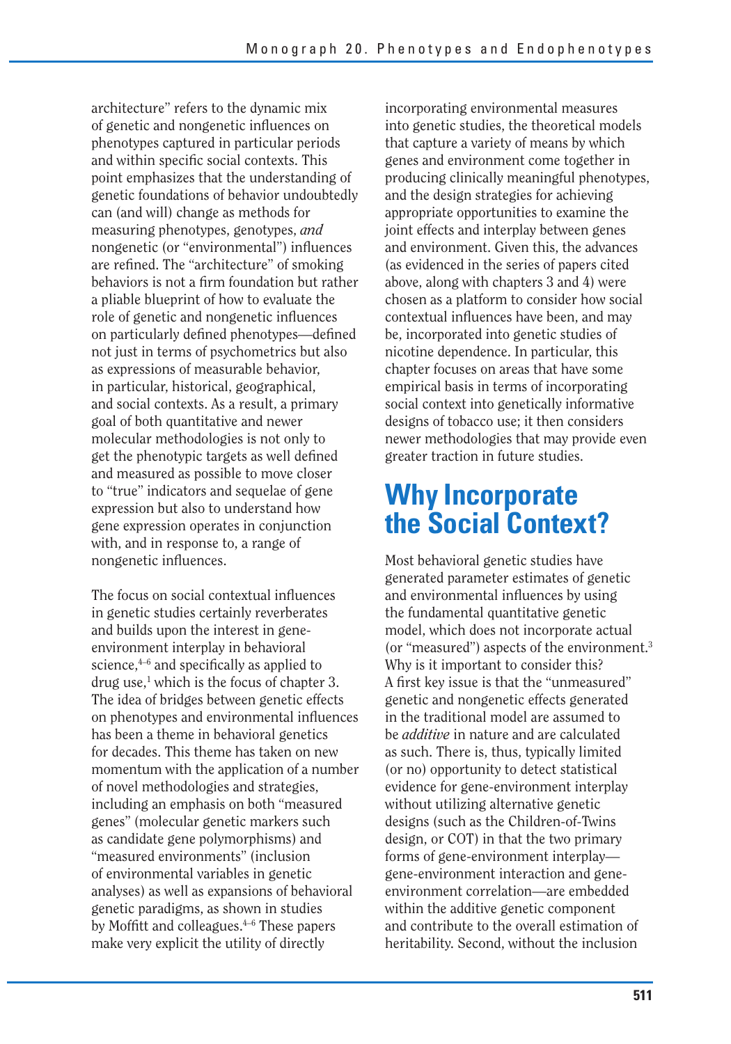architecture" refers to the dynamic mix of genetic and nongenetic influences on phenotypes captured in particular periods and within specific social contexts. This point emphasizes that the understanding of genetic foundations of behavior undoubtedly can (and will) change as methods for measuring phenotypes, genotypes, *and* nongenetic (or "environmental") influences are refined. The "architecture" of smoking behaviors is not a firm foundation but rather a pliable blueprint of how to evaluate the role of genetic and nongenetic influences on particularly defined phenotypes—defined not just in terms of psychometrics but also as expressions of measurable behavior, in particular, historical, geographical, and social contexts. As a result, a primary goal of both quantitative and newer molecular methodologies is not only to get the phenotypic targets as well defined and measured as possible to move closer to "true" indicators and sequelae of gene expression but also to understand how gene expression operates in conjunction with, and in response to, a range of nongenetic influences.

The focus on social contextual influences in genetic studies certainly reverberates and builds upon the interest in gene-environment interplay in behavioral science,[4–6] and specifically as applied to drug use,[1] which is the focus of chapter 3. The idea of bridges between genetic effects on phenotypes and environmental influences has been a theme in behavioral genetics for decades. This theme has taken on new momentum with the application of a number of novel methodologies and strategies, including an emphasis on both "measured genes" (molecular genetic markers such as candidate gene polymorphisms) and "measured environments" (inclusion of environmental variables in genetic analyses) as well as expansions of behavioral genetic paradigms, as shown in studies by Moffitt and colleagues.[4–6] These papers make very explicit the utility of directly incorporating environmental measures into genetic studies, the theoretical models that capture a variety of means by which genes and environment come together in producing clinically meaningful phenotypes, and the design strategies for achieving appropriate opportunities to examine the joint effects and interplay between genes and environment. Given this, the advances (as evidenced in the series of papers cited above, along with chapters 3 and 4) were chosen as a platform to consider how social contextual influences have been, and may be, incorporated into genetic studies of nicotine dependence. In particular, this chapter focuses on areas that have some empirical basis in terms of incorporating social context into genetically informative designs of tobacco use; it then considers newer methodologies that may provide even greater traction in future studies.

## Why Incorporate the Social Context?

Most behavioral genetic studies have generated parameter estimates of genetic and environmental influences by using the fundamental quantitative genetic model, which does not incorporate actual (or "measured") aspects of the environment.[3] Why is it important to consider this? A first key issue is that the "unmeasured" genetic and nongenetic effects generated in the traditional model are assumed to be *additive* in nature and are calculated as such. There is, thus, typically limited (or no) opportunity to detect statistical evidence for gene-environment interplay without utilizing alternative genetic designs (such as the Children-of-Twins design, or COT) in that the two primary forms of gene-environment interplay—gene-environment interaction and gene-environment correlation—are embedded within the additive genetic component and contribute to the overall estimation of heritability. Second, without the inclusion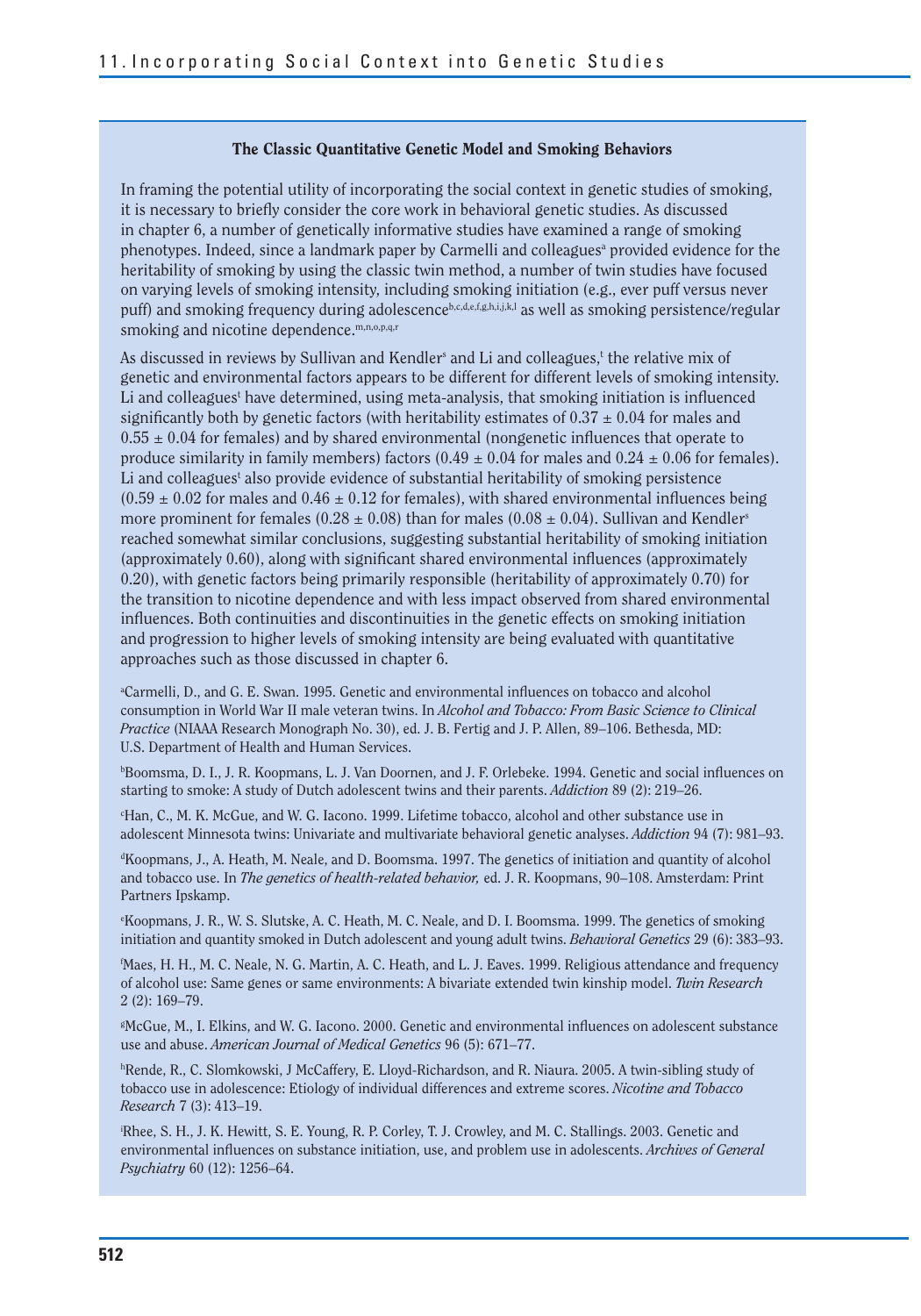### The Classic Quantitative Genetic Model and Smoking Behaviors

In framing the potential utility of incorporating the social context in genetic studies of smoking, it is necessary to briefly consider the core work in behavioral genetic studies. As discussed in chapter 6, a number of genetically informative studies have examined a range of smoking phenotypes. Indeed, since a landmark paper by Carmelli and colleagues[a] provided evidence for the heritability of smoking by using the classic twin method, a number of twin studies have focused on varying levels of smoking intensity, including smoking initiation (e.g., ever puff versus never puff) and smoking frequency during adolescence[b,c,d,e,f,g,h,i,j,k,l] as well as smoking persistence/regular smoking and nicotine dependence.[m,n,o,p,q,r]

As discussed in reviews by Sullivan and Kendler[s] and Li and colleagues,[t] the relative mix of genetic and environmental factors appears to be different for different levels of smoking intensity. Li and colleagues[t] have determined, using meta-analysis, that smoking initiation is influenced significantly both by genetic factors (with heritability estimates of $0.37 \pm 0.04$ for males and $0.55 \pm 0.04$ for females) and by shared environmental (nongenetic influences that operate to produce similarity in family members) factors ($0.49 \pm 0.04$ for males and $0.24 \pm 0.06$ for females). Li and colleagues[t] also provide evidence of substantial heritability of smoking persistence ($0.59 \pm 0.02$ for males and $0.46 \pm 0.12$ for females), with shared environmental influences being more prominent for females ($0.28 \pm 0.08$) than for males ($0.08 \pm 0.04$). Sullivan and Kendler[s] reached somewhat similar conclusions, suggesting substantial heritability of smoking initiation (approximately 0.60), along with significant shared environmental influences (approximately 0.20), with genetic factors being primarily responsible (heritability of approximately 0.70) for the transition to nicotine dependence and with less impact observed from shared environmental influences. Both continuities and discontinuities in the genetic effects on smoking initiation and progression to higher levels of smoking intensity are being evaluated with quantitative approaches such as those discussed in chapter 6.

[a]Carmelli, D., and G. E. Swan. 1995. Genetic and environmental influences on tobacco and alcohol consumption in World War II male veteran twins. In *Alcohol and Tobacco: From Basic Science to Clinical Practice* (NIAAA Research Monograph No. 30), ed. J. B. Fertig and J. P. Allen, 89–106. Bethesda, MD: U.S. Department of Health and Human Services.

[b]Boomsma, D. I., J. R. Koopmans, L. J. Van Doornen, and J. F. Orlebeke. 1994. Genetic and social influences on starting to smoke: A study of Dutch adolescent twins and their parents. *Addiction* 89 (2): 219–26.

[c]Han, C., M. K. McGue, and W. G. Iacono. 1999. Lifetime tobacco, alcohol and other substance use in adolescent Minnesota twins: Univariate and multivariate behavioral genetic analyses. *Addiction* 94 (7): 981–93.

[d]Koopmans, J., A. Heath, M. Neale, and D. Boomsma. 1997. The genetics of initiation and quantity of alcohol and tobacco use. In *The genetics of health-related behavior,* ed. J. R. Koopmans, 90–108. Amsterdam: Print Partners Ipskamp.

[e]Koopmans, J. R., W. S. Slutske, A. C. Heath, M. C. Neale, and D. I. Boomsma. 1999. The genetics of smoking initiation and quantity smoked in Dutch adolescent and young adult twins. *Behavioral Genetics* 29 (6): 383–93.

[f]Maes, H. H., M. C. Neale, N. G. Martin, A. C. Heath, and L. J. Eaves. 1999. Religious attendance and frequency of alcohol use: Same genes or same environments: A bivariate extended twin kinship model. *Twin Research* 2 (2): 169–79.

[g]McGue, M., I. Elkins, and W. G. Iacono. 2000. Genetic and environmental influences on adolescent substance use and abuse. *American Journal of Medical Genetics* 96 (5): 671–77.

[h]Rende, R., C. Slomkowski, J McCaffery, E. Lloyd-Richardson, and R. Niaura. 2005. A twin-sibling study of tobacco use in adolescence: Etiology of individual differences and extreme scores. *Nicotine and Tobacco Research* 7 (3): 413–19.

[i]Rhee, S. H., J. K. Hewitt, S. E. Young, R. P. Corley, T. J. Crowley, and M. C. Stallings. 2003. Genetic and environmental influences on substance initiation, use, and problem use in adolescents. *Archives of General Psychiatry* 60 (12): 1256–64.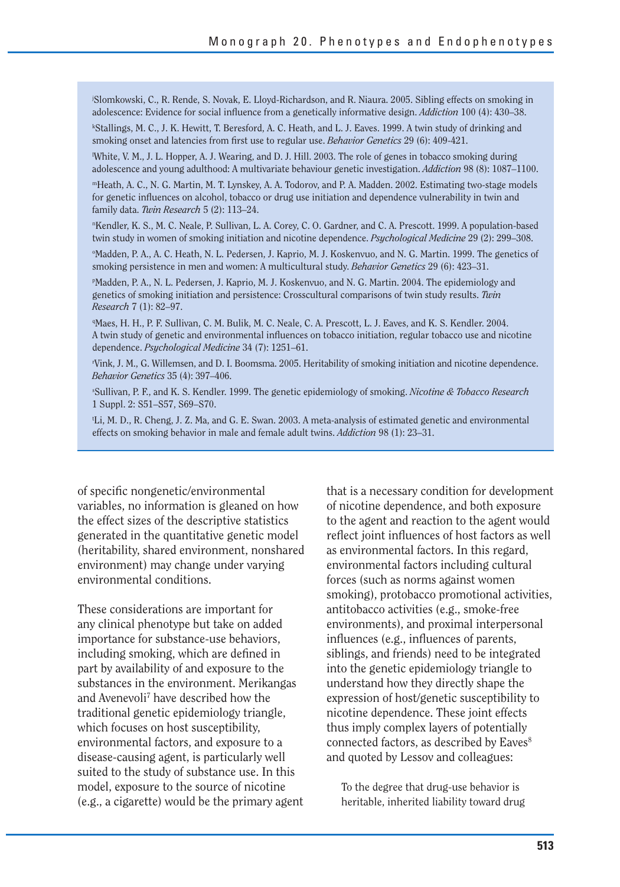[j]Slomkowski, C., R. Rende, S. Novak, E. Lloyd-Richardson, and R. Niaura. 2005. Sibling effects on smoking in adolescence: Evidence for social influence from a genetically informative design. *Addiction* 100 (4): 430–38.

[k]Stallings, M. C., J. K. Hewitt, T. Beresford, A. C. Heath, and L. J. Eaves. 1999. A twin study of drinking and smoking onset and latencies from first use to regular use. *Behavior Genetics* 29 (6): 409-421.

[l]White, V. M., J. L. Hopper, A. J. Wearing, and D. J. Hill. 2003. The role of genes in tobacco smoking during adolescence and young adulthood: A multivariate behaviour genetic investigation. *Addiction* 98 (8): 1087–1100.

[m]Heath, A. C., N. G. Martin, M. T. Lynskey, A. A. Todorov, and P. A. Madden. 2002. Estimating two-stage models for genetic influences on alcohol, tobacco or drug use initiation and dependence vulnerability in twin and family data. *Twin Research* 5 (2): 113–24.

[n]Kendler, K. S., M. C. Neale, P. Sullivan, L. A. Corey, C. O. Gardner, and C. A. Prescott. 1999. A population-based twin study in women of smoking initiation and nicotine dependence. *Psychological Medicine* 29 (2): 299–308.

[o]Madden, P. A., A. C. Heath, N. L. Pedersen, J. Kaprio, M. J. Koskenvuo, and N. G. Martin. 1999. The genetics of smoking persistence in men and women: A multicultural study. *Behavior Genetics* 29 (6): 423–31.

[p]Madden, P. A., N. L. Pedersen, J. Kaprio, M. J. Koskenvuo, and N. G. Martin. 2004. The epidemiology and genetics of smoking initiation and persistence: Crosscultural comparisons of twin study results. *Twin Research* 7 (1): 82–97.

[q]Maes, H. H., P. F. Sullivan, C. M. Bulik, M. C. Neale, C. A. Prescott, L. J. Eaves, and K. S. Kendler. 2004. A twin study of genetic and environmental influences on tobacco initiation, regular tobacco use and nicotine dependence. *Psychological Medicine* 34 (7): 1251–61.

[r]Vink, J. M., G. Willemsen, and D. I. Boomsma. 2005. Heritability of smoking initiation and nicotine dependence. *Behavior Genetics* 35 (4): 397–406.

[s]Sullivan, P. F., and K. S. Kendler. 1999. The genetic epidemiology of smoking. *Nicotine & Tobacco Research* 1 Suppl. 2: S51–S57, S69–S70.

[t]Li, M. D., R. Cheng, J. Z. Ma, and G. E. Swan. 2003. A meta-analysis of estimated genetic and environmental effects on smoking behavior in male and female adult twins. *Addiction* 98 (1): 23–31.

of specific nongenetic/environmental variables, no information is gleaned on how the effect sizes of the descriptive statistics generated in the quantitative genetic model (heritability, shared environment, nonshared environment) may change under varying environmental conditions.

These considerations are important for any clinical phenotype but take on added importance for substance-use behaviors, including smoking, which are defined in part by availability of and exposure to the substances in the environment. Merikangas and Avenevoli[7] have described how the traditional genetic epidemiology triangle, which focuses on host susceptibility, environmental factors, and exposure to a disease-causing agent, is particularly well suited to the study of substance use. In this model, exposure to the source of nicotine (e.g., a cigarette) would be the primary agent that is a necessary condition for development of nicotine dependence, and both exposure to the agent and reaction to the agent would reflect joint influences of host factors as well as environmental factors. In this regard, environmental factors including cultural forces (such as norms against women smoking), protobacco promotional activities, antitobacco activities (e.g., smoke-free environments), and proximal interpersonal influences (e.g., influences of parents, siblings, and friends) need to be integrated into the genetic epidemiology triangle to understand how they directly shape the expression of host/genetic susceptibility to nicotine dependence. These joint effects thus imply complex layers of potentially connected factors, as described by Eaves[8] and quoted by Lessov and colleagues:

> To the degree that drug-use behavior is heritable, inherited liability toward drug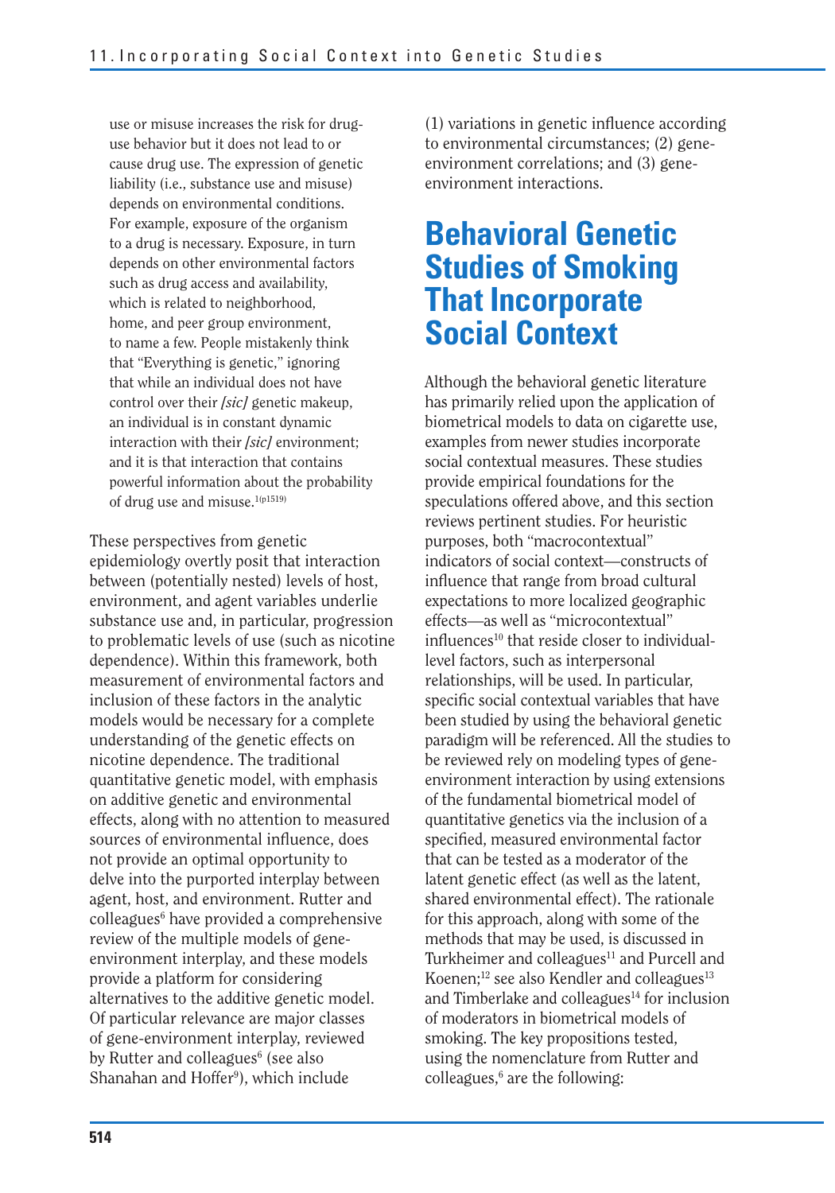use or misuse increases the risk for drug-use behavior but it does not lead to or cause drug use. The expression of genetic liability (i.e., substance use and misuse) depends on environmental conditions. For example, exposure of the organism to a drug is necessary. Exposure, in turn depends on other environmental factors such as drug access and availability, which is related to neighborhood, home, and peer group environment, to name a few. People mistakenly think that "Everything is genetic," ignoring that while an individual does not have control over their *[sic]* genetic makeup, an individual is in constant dynamic interaction with their *[sic]* environment; and it is that interaction that contains powerful information about the probability of drug use and misuse.[1(p1519)]

These perspectives from genetic epidemiology overtly posit that interaction between (potentially nested) levels of host, environment, and agent variables underlie substance use and, in particular, progression to problematic levels of use (such as nicotine dependence). Within this framework, both measurement of environmental factors and inclusion of these factors in the analytic models would be necessary for a complete understanding of the genetic effects on nicotine dependence. The traditional quantitative genetic model, with emphasis on additive genetic and environmental effects, along with no attention to measured sources of environmental influence, does not provide an optimal opportunity to delve into the purported interplay between agent, host, and environment. Rutter and colleagues[6] have provided a comprehensive review of the multiple models of gene-environment interplay, and these models provide a platform for considering alternatives to the additive genetic model. Of particular relevance are major classes of gene-environment interplay, reviewed by Rutter and colleagues[6] (see also Shanahan and Hoffer[9]), which include (1) variations in genetic influence according to environmental circumstances; (2) gene-environment correlations; and (3) gene-environment interactions.

# Behavioral Genetic Studies of Smoking That Incorporate Social Context

Although the behavioral genetic literature has primarily relied upon the application of biometrical models to data on cigarette use, examples from newer studies incorporate social contextual measures. These studies provide empirical foundations for the speculations offered above, and this section reviews pertinent studies. For heuristic purposes, both "macrocontextual" indicators of social context—constructs of influence that range from broad cultural expectations to more localized geographic effects—as well as "microcontextual" influences[10] that reside closer to individual-level factors, such as interpersonal relationships, will be used. In particular, specific social contextual variables that have been studied by using the behavioral genetic paradigm will be referenced. All the studies to be reviewed rely on modeling types of gene-environment interaction by using extensions of the fundamental biometrical model of quantitative genetics via the inclusion of a specified, measured environmental factor that can be tested as a moderator of the latent genetic effect (as well as the latent, shared environmental effect). The rationale for this approach, along with some of the methods that may be used, is discussed in Turkheimer and colleagues[11] and Purcell and Koenen;[12] see also Kendler and colleagues[13] and Timberlake and colleagues[14] for inclusion of moderators in biometrical models of smoking. The key propositions tested, using the nomenclature from Rutter and colleagues,[6] are the following: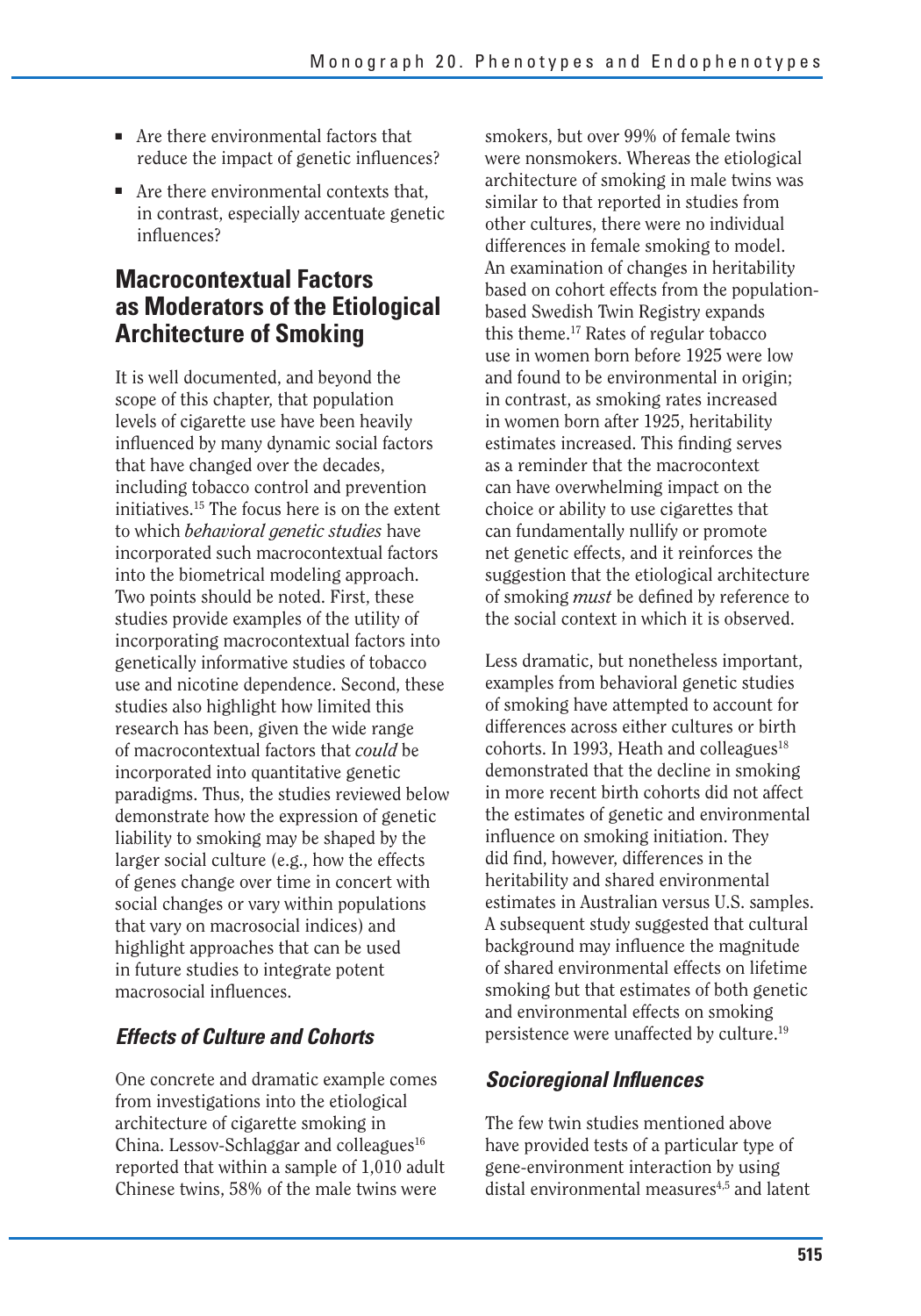- Are there environmental factors that reduce the impact of genetic influences?
- Are there environmental contexts that, in contrast, especially accentuate genetic influences?

## Macrocontextual Factors as Moderators of the Etiological Architecture of Smoking

It is well documented, and beyond the scope of this chapter, that population levels of cigarette use have been heavily influenced by many dynamic social factors that have changed over the decades, including tobacco control and prevention initiatives.[15] The focus here is on the extent to which *behavioral genetic studies* have incorporated such macrocontextual factors into the biometrical modeling approach. Two points should be noted. First, these studies provide examples of the utility of incorporating macrocontextual factors into genetically informative studies of tobacco use and nicotine dependence. Second, these studies also highlight how limited this research has been, given the wide range of macrocontextual factors that *could* be incorporated into quantitative genetic paradigms. Thus, the studies reviewed below demonstrate how the expression of genetic liability to smoking may be shaped by the larger social culture (e.g., how the effects of genes change over time in concert with social changes or vary within populations that vary on macrosocial indices) and highlight approaches that can be used in future studies to integrate potent macrosocial influences.

### Effects of Culture and Cohorts

One concrete and dramatic example comes from investigations into the etiological architecture of cigarette smoking in China. Lessov-Schlaggar and colleagues[16] reported that within a sample of 1,010 adult Chinese twins, 58% of the male twins were smokers, but over 99% of female twins were nonsmokers. Whereas the etiological architecture of smoking in male twins was similar to that reported in studies from other cultures, there were no individual differences in female smoking to model. An examination of changes in heritability based on cohort effects from the population-based Swedish Twin Registry expands this theme.[17] Rates of regular tobacco use in women born before 1925 were low and found to be environmental in origin; in contrast, as smoking rates increased in women born after 1925, heritability estimates increased. This finding serves as a reminder that the macrocontext can have overwhelming impact on the choice or ability to use cigarettes that can fundamentally nullify or promote net genetic effects, and it reinforces the suggestion that the etiological architecture of smoking *must* be defined by reference to the social context in which it is observed.

Less dramatic, but nonetheless important, examples from behavioral genetic studies of smoking have attempted to account for differences across either cultures or birth cohorts. In 1993, Heath and colleagues[18] demonstrated that the decline in smoking in more recent birth cohorts did not affect the estimates of genetic and environmental influence on smoking initiation. They did find, however, differences in the heritability and shared environmental estimates in Australian versus U.S. samples. A subsequent study suggested that cultural background may influence the magnitude of shared environmental effects on lifetime smoking but that estimates of both genetic and environmental effects on smoking persistence were unaffected by culture.[19]

### Socioregional Influences

The few twin studies mentioned above have provided tests of a particular type of gene-environment interaction by using distal environmental measures[4,5] and latent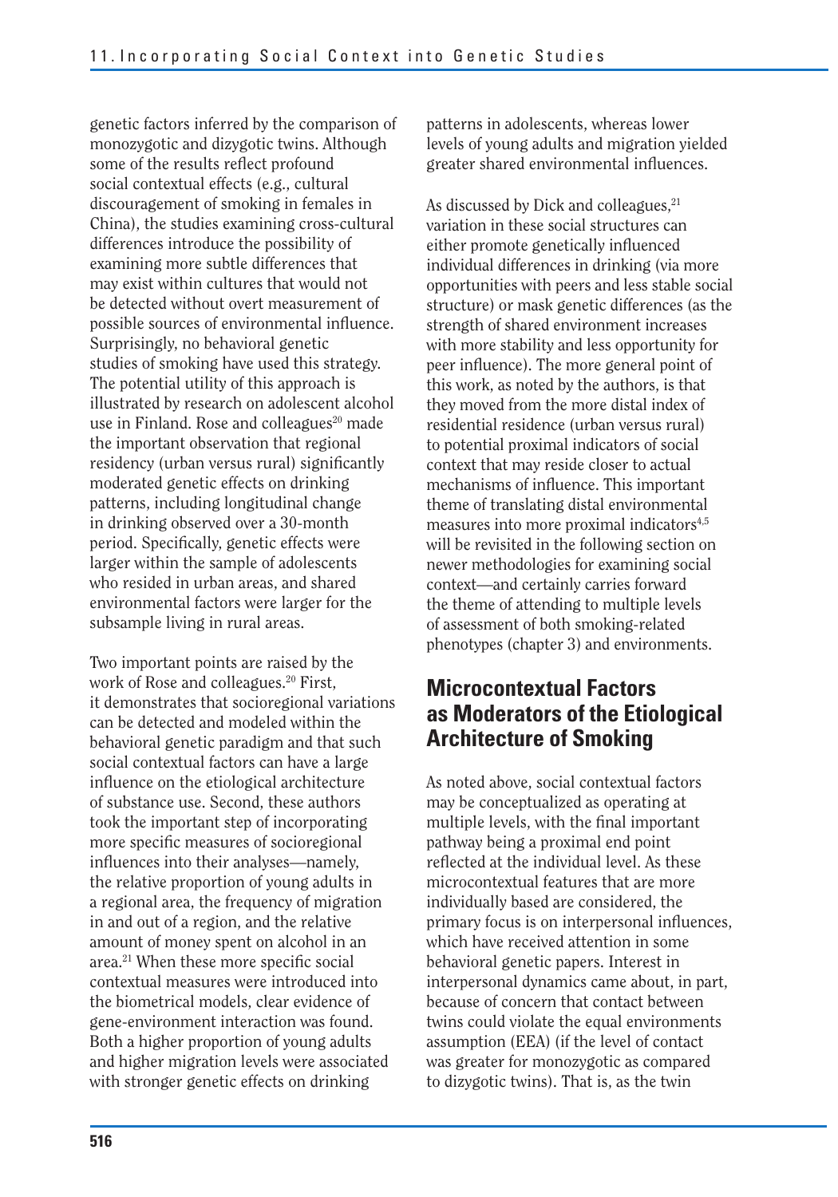genetic factors inferred by the comparison of monozygotic and dizygotic twins. Although some of the results reflect profound social contextual effects (e.g., cultural discouragement of smoking in females in China), the studies examining cross-cultural differences introduce the possibility of examining more subtle differences that may exist within cultures that would not be detected without overt measurement of possible sources of environmental influence. Surprisingly, no behavioral genetic studies of smoking have used this strategy. The potential utility of this approach is illustrated by research on adolescent alcohol use in Finland. Rose and colleagues[20] made the important observation that regional residency (urban versus rural) significantly moderated genetic effects on drinking patterns, including longitudinal change in drinking observed over a 30-month period. Specifically, genetic effects were larger within the sample of adolescents who resided in urban areas, and shared environmental factors were larger for the subsample living in rural areas.

Two important points are raised by the work of Rose and colleagues.[20] First, it demonstrates that socioregional variations can be detected and modeled within the behavioral genetic paradigm and that such social contextual factors can have a large influence on the etiological architecture of substance use. Second, these authors took the important step of incorporating more specific measures of socioregional influences into their analyses—namely, the relative proportion of young adults in a regional area, the frequency of migration in and out of a region, and the relative amount of money spent on alcohol in an area.[21] When these more specific social contextual measures were introduced into the biometrical models, clear evidence of gene-environment interaction was found. Both a higher proportion of young adults and higher migration levels were associated with stronger genetic effects on drinking patterns in adolescents, whereas lower levels of young adults and migration yielded greater shared environmental influences.

As discussed by Dick and colleagues,[21] variation in these social structures can either promote genetically influenced individual differences in drinking (via more opportunities with peers and less stable social structure) or mask genetic differences (as the strength of shared environment increases with more stability and less opportunity for peer influence). The more general point of this work, as noted by the authors, is that they moved from the more distal index of residential residence (urban versus rural) to potential proximal indicators of social context that may reside closer to actual mechanisms of influence. This important theme of translating distal environmental measures into more proximal indicators[4,5] will be revisited in the following section on newer methodologies for examining social context—and certainly carries forward the theme of attending to multiple levels of assessment of both smoking-related phenotypes (chapter 3) and environments.

## Microcontextual Factors as Moderators of the Etiological Architecture of Smoking

As noted above, social contextual factors may be conceptualized as operating at multiple levels, with the final important pathway being a proximal end point reflected at the individual level. As these microcontextual features that are more individually based are considered, the primary focus is on interpersonal influences, which have received attention in some behavioral genetic papers. Interest in interpersonal dynamics came about, in part, because of concern that contact between twins could violate the equal environments assumption (EEA) (if the level of contact was greater for monozygotic as compared to dizygotic twins). That is, as the twin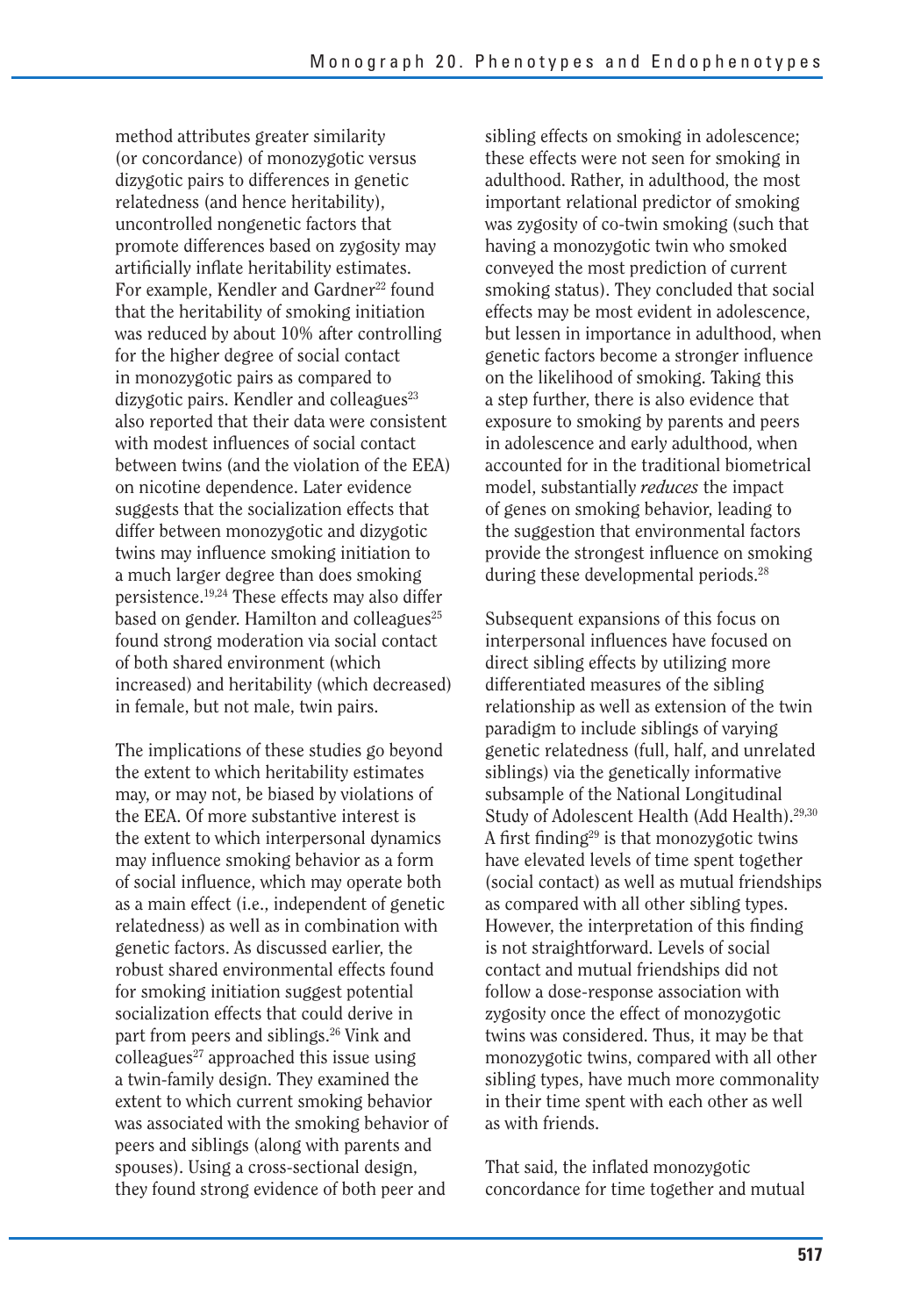method attributes greater similarity (or concordance) of monozygotic versus dizygotic pairs to differences in genetic relatedness (and hence heritability), uncontrolled nongenetic factors that promote differences based on zygosity may artificially inflate heritability estimates. For example, Kendler and Gardner[22] found that the heritability of smoking initiation was reduced by about 10% after controlling for the higher degree of social contact in monozygotic pairs as compared to dizygotic pairs. Kendler and colleagues[23] also reported that their data were consistent with modest influences of social contact between twins (and the violation of the EEA) on nicotine dependence. Later evidence suggests that the socialization effects that differ between monozygotic and dizygotic twins may influence smoking initiation to a much larger degree than does smoking persistence.[19,24] These effects may also differ based on gender. Hamilton and colleagues[25] found strong moderation via social contact of both shared environment (which increased) and heritability (which decreased) in female, but not male, twin pairs.

The implications of these studies go beyond the extent to which heritability estimates may, or may not, be biased by violations of the EEA. Of more substantive interest is the extent to which interpersonal dynamics may influence smoking behavior as a form of social influence, which may operate both as a main effect (i.e., independent of genetic relatedness) as well as in combination with genetic factors. As discussed earlier, the robust shared environmental effects found for smoking initiation suggest potential socialization effects that could derive in part from peers and siblings.[26] Vink and colleagues[27] approached this issue using a twin-family design. They examined the extent to which current smoking behavior was associated with the smoking behavior of peers and siblings (along with parents and spouses). Using a cross-sectional design, they found strong evidence of both peer and sibling effects on smoking in adolescence; these effects were not seen for smoking in adulthood. Rather, in adulthood, the most important relational predictor of smoking was zygosity of co-twin smoking (such that having a monozygotic twin who smoked conveyed the most prediction of current smoking status). They concluded that social effects may be most evident in adolescence, but lessen in importance in adulthood, when genetic factors become a stronger influence on the likelihood of smoking. Taking this a step further, there is also evidence that exposure to smoking by parents and peers in adolescence and early adulthood, when accounted for in the traditional biometrical model, substantially *reduces* the impact of genes on smoking behavior, leading to the suggestion that environmental factors provide the strongest influence on smoking during these developmental periods.[28]

Subsequent expansions of this focus on interpersonal influences have focused on direct sibling effects by utilizing more differentiated measures of the sibling relationship as well as extension of the twin paradigm to include siblings of varying genetic relatedness (full, half, and unrelated siblings) via the genetically informative subsample of the National Longitudinal Study of Adolescent Health (Add Health).[29,30] A first finding[29] is that monozygotic twins have elevated levels of time spent together (social contact) as well as mutual friendships as compared with all other sibling types. However, the interpretation of this finding is not straightforward. Levels of social contact and mutual friendships did not follow a dose-response association with zygosity once the effect of monozygotic twins was considered. Thus, it may be that monozygotic twins, compared with all other sibling types, have much more commonality in their time spent with each other as well as with friends.

That said, the inflated monozygotic concordance for time together and mutual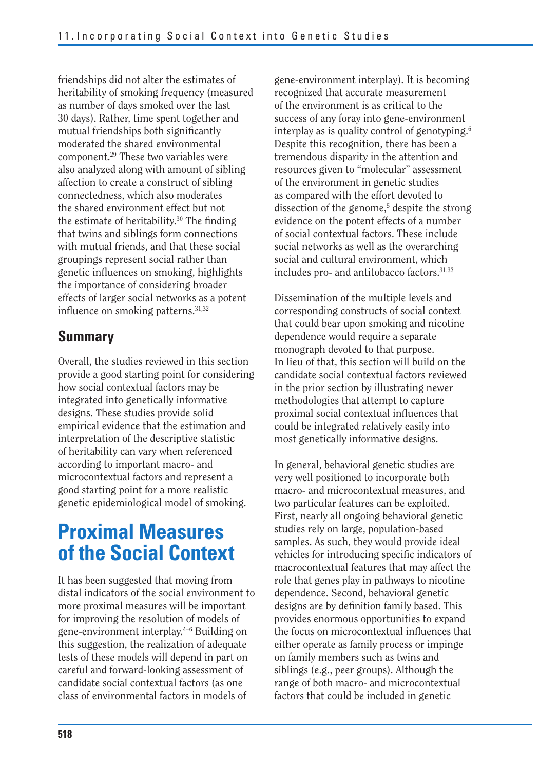friendships did not alter the estimates of heritability of smoking frequency (measured as number of days smoked over the last 30 days). Rather, time spent together and mutual friendships both significantly moderated the shared environmental component.[29] These two variables were also analyzed along with amount of sibling affection to create a construct of sibling connectedness, which also moderates the shared environment effect but not the estimate of heritability.[30] The finding that twins and siblings form connections with mutual friends, and that these social groupings represent social rather than genetic influences on smoking, highlights the importance of considering broader effects of larger social networks as a potent influence on smoking patterns.[31,32]

## Summary

Overall, the studies reviewed in this section provide a good starting point for considering how social contextual factors may be integrated into genetically informative designs. These studies provide solid empirical evidence that the estimation and interpretation of the descriptive statistic of heritability can vary when referenced according to important macro- and microcontextual factors and represent a good starting point for a more realistic genetic epidemiological model of smoking.

# Proximal Measures of the Social Context

It has been suggested that moving from distal indicators of the social environment to more proximal measures will be important for improving the resolution of models of gene-environment interplay.[4–6] Building on this suggestion, the realization of adequate tests of these models will depend in part on careful and forward-looking assessment of candidate social contextual factors (as one class of environmental factors in models of gene-environment interplay). It is becoming recognized that accurate measurement of the environment is as critical to the success of any foray into gene-environment interplay as is quality control of genotyping.[6] Despite this recognition, there has been a tremendous disparity in the attention and resources given to "molecular" assessment of the environment in genetic studies as compared with the effort devoted to dissection of the genome,[5] despite the strong evidence on the potent effects of a number of social contextual factors. These include social networks as well as the overarching social and cultural environment, which includes pro- and antitobacco factors.[31,32]

Dissemination of the multiple levels and corresponding constructs of social context that could bear upon smoking and nicotine dependence would require a separate monograph devoted to that purpose. In lieu of that, this section will build on the candidate social contextual factors reviewed in the prior section by illustrating newer methodologies that attempt to capture proximal social contextual influences that could be integrated relatively easily into most genetically informative designs.

In general, behavioral genetic studies are very well positioned to incorporate both macro- and microcontextual measures, and two particular features can be exploited. First, nearly all ongoing behavioral genetic studies rely on large, population-based samples. As such, they would provide ideal vehicles for introducing specific indicators of macrocontextual features that may affect the role that genes play in pathways to nicotine dependence. Second, behavioral genetic designs are by definition family based. This provides enormous opportunities to expand the focus on microcontextual influences that either operate as family process or impinge on family members such as twins and siblings (e.g., peer groups). Although the range of both macro- and microcontextual factors that could be included in genetic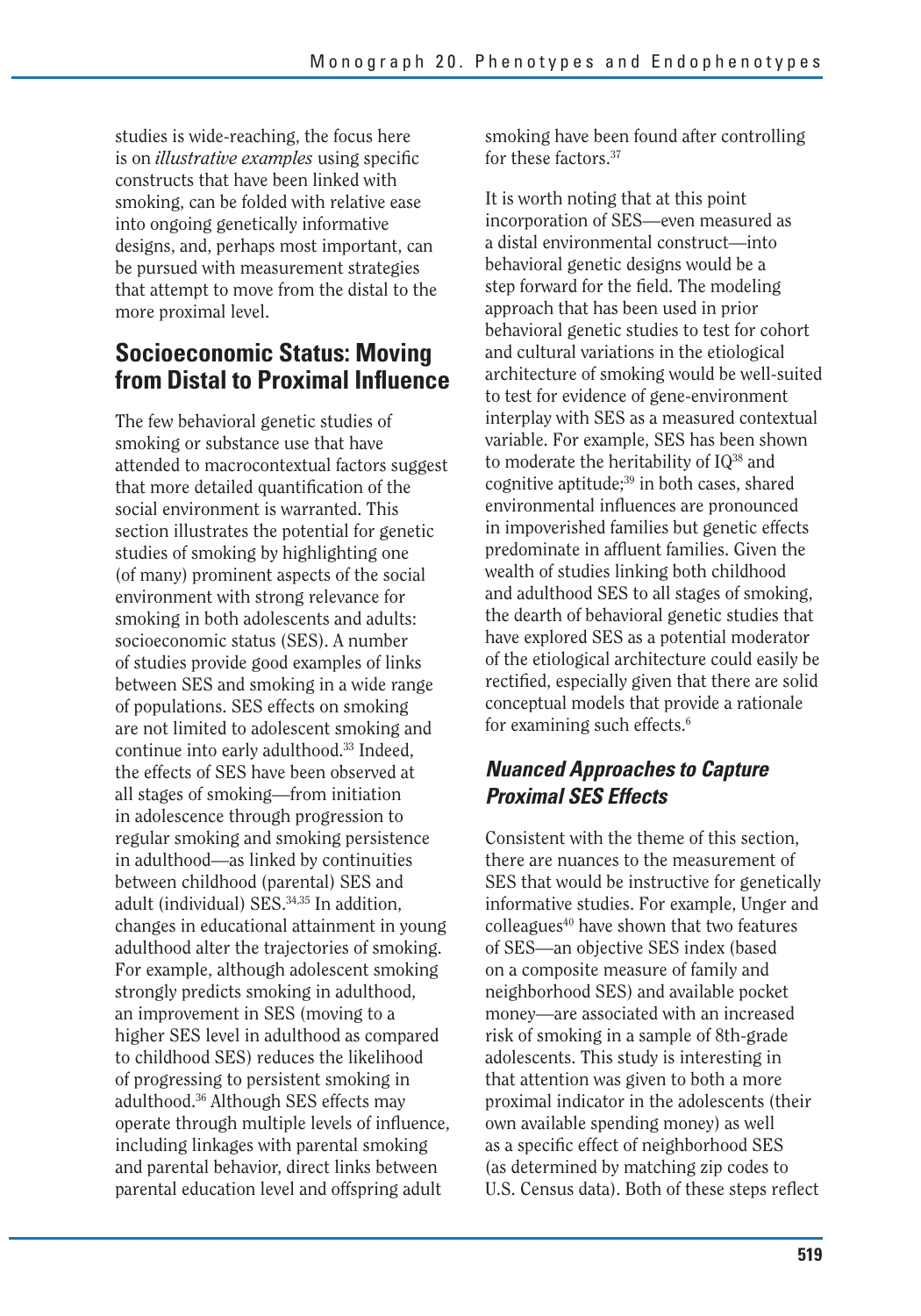studies is wide-reaching, the focus here is on *illustrative examples* using specific constructs that have been linked with smoking, can be folded with relative ease into ongoing genetically informative designs, and, perhaps most important, can be pursued with measurement strategies that attempt to move from the distal to the more proximal level.

## Socioeconomic Status: Moving from Distal to Proximal Influence

The few behavioral genetic studies of smoking or substance use that have attended to macrocontextual factors suggest that more detailed quantification of the social environment is warranted. This section illustrates the potential for genetic studies of smoking by highlighting one (of many) prominent aspects of the social environment with strong relevance for smoking in both adolescents and adults: socioeconomic status (SES). A number of studies provide good examples of links between SES and smoking in a wide range of populations. SES effects on smoking are not limited to adolescent smoking and continue into early adulthood.[33] Indeed, the effects of SES have been observed at all stages of smoking—from initiation in adolescence through progression to regular smoking and smoking persistence in adulthood—as linked by continuities between childhood (parental) SES and adult (individual) SES.[34,35] In addition, changes in educational attainment in young adulthood alter the trajectories of smoking. For example, although adolescent smoking strongly predicts smoking in adulthood, an improvement in SES (moving to a higher SES level in adulthood as compared to childhood SES) reduces the likelihood of progressing to persistent smoking in adulthood.[36] Although SES effects may operate through multiple levels of influence, including linkages with parental smoking and parental behavior, direct links between parental education level and offspring adult smoking have been found after controlling for these factors.[37]

It is worth noting that at this point incorporation of SES—even measured as a distal environmental construct—into behavioral genetic designs would be a step forward for the field. The modeling approach that has been used in prior behavioral genetic studies to test for cohort and cultural variations in the etiological architecture of smoking would be well-suited to test for evidence of gene-environment interplay with SES as a measured contextual variable. For example, SES has been shown to moderate the heritability of IQ[38] and cognitive aptitude;[39] in both cases, shared environmental influences are pronounced in impoverished families but genetic effects predominate in affluent families. Given the wealth of studies linking both childhood and adulthood SES to all stages of smoking, the dearth of behavioral genetic studies that have explored SES as a potential moderator of the etiological architecture could easily be rectified, especially given that there are solid conceptual models that provide a rationale for examining such effects.[6]

### *Nuanced Approaches to Capture Proximal SES Effects*

Consistent with the theme of this section, there are nuances to the measurement of SES that would be instructive for genetically informative studies. For example, Unger and colleagues[40] have shown that two features of SES—an objective SES index (based on a composite measure of family and neighborhood SES) and available pocket money—are associated with an increased risk of smoking in a sample of 8th-grade adolescents. This study is interesting in that attention was given to both a more proximal indicator in the adolescents (their own available spending money) as well as a specific effect of neighborhood SES (as determined by matching zip codes to U.S. Census data). Both of these steps reflect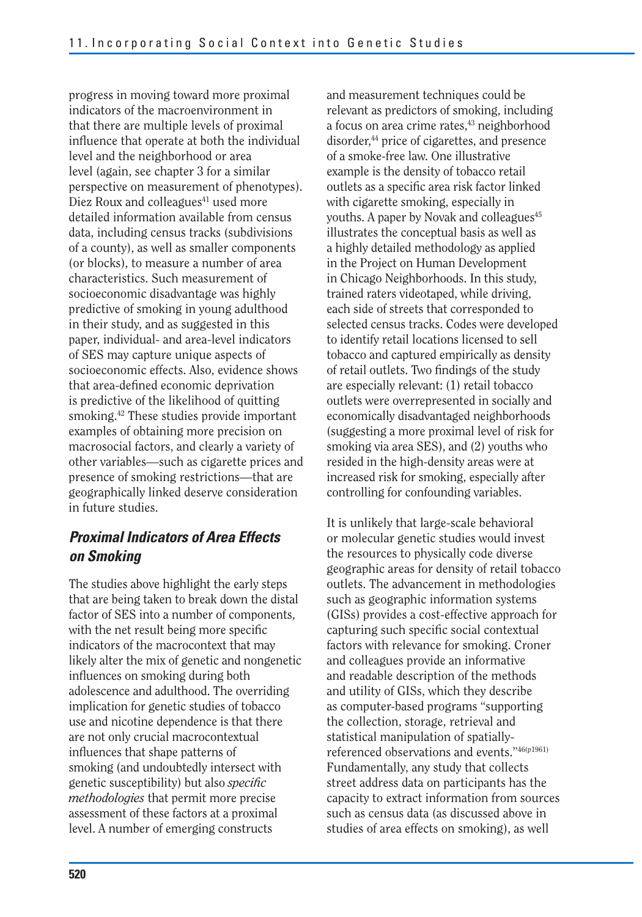progress in moving toward more proximal indicators of the macroenvironment in that there are multiple levels of proximal influence that operate at both the individual level and the neighborhood or area level (again, see chapter 3 for a similar perspective on measurement of phenotypes). Diez Roux and colleagues[41] used more detailed information available from census data, including census tracks (subdivisions of a county), as well as smaller components (or blocks), to measure a number of area characteristics. Such measurement of socioeconomic disadvantage was highly predictive of smoking in young adulthood in their study, and as suggested in this paper, individual- and area-level indicators of SES may capture unique aspects of socioeconomic effects. Also, evidence shows that area-defined economic deprivation is predictive of the likelihood of quitting smoking.[42] These studies provide important examples of obtaining more precision on macrosocial factors, and clearly a variety of other variables—such as cigarette prices and presence of smoking restrictions—that are geographically linked deserve consideration in future studies.

### *Proximal Indicators of Area Effects on Smoking*

The studies above highlight the early steps that are being taken to break down the distal factor of SES into a number of components, with the net result being more specific indicators of the macrocontext that may likely alter the mix of genetic and nongenetic influences on smoking during both adolescence and adulthood. The overriding implication for genetic studies of tobacco use and nicotine dependence is that there are not only crucial macrocontextual influences that shape patterns of smoking (and undoubtedly intersect with genetic susceptibility) but also *specific methodologies* that permit more precise assessment of these factors at a proximal level. A number of emerging constructs and measurement techniques could be relevant as predictors of smoking, including a focus on area crime rates,[43] neighborhood disorder,[44] price of cigarettes, and presence of a smoke-free law. One illustrative example is the density of tobacco retail outlets as a specific area risk factor linked with cigarette smoking, especially in youths. A paper by Novak and colleagues[45] illustrates the conceptual basis as well as a highly detailed methodology as applied in the Project on Human Development in Chicago Neighborhoods. In this study, trained raters videotaped, while driving, each side of streets that corresponded to selected census tracks. Codes were developed to identify retail locations licensed to sell tobacco and captured empirically as density of retail outlets. Two findings of the study are especially relevant: (1) retail tobacco outlets were overrepresented in socially and economically disadvantaged neighborhoods (suggesting a more proximal level of risk for smoking via area SES), and (2) youths who resided in the high-density areas were at increased risk for smoking, especially after controlling for confounding variables.

It is unlikely that large-scale behavioral or molecular genetic studies would invest the resources to physically code diverse geographic areas for density of retail tobacco outlets. The advancement in methodologies such as geographic information systems (GISs) provides a cost-effective approach for capturing such specific social contextual factors with relevance for smoking. Croner and colleagues provide an informative and readable description of the methods and utility of GISs, which they describe as computer-based programs "supporting the collection, storage, retrieval and statistical manipulation of spatially-referenced observations and events."[46(p1961)] Fundamentally, any study that collects street address data on participants has the capacity to extract information from sources such as census data (as discussed above in studies of area effects on smoking), as well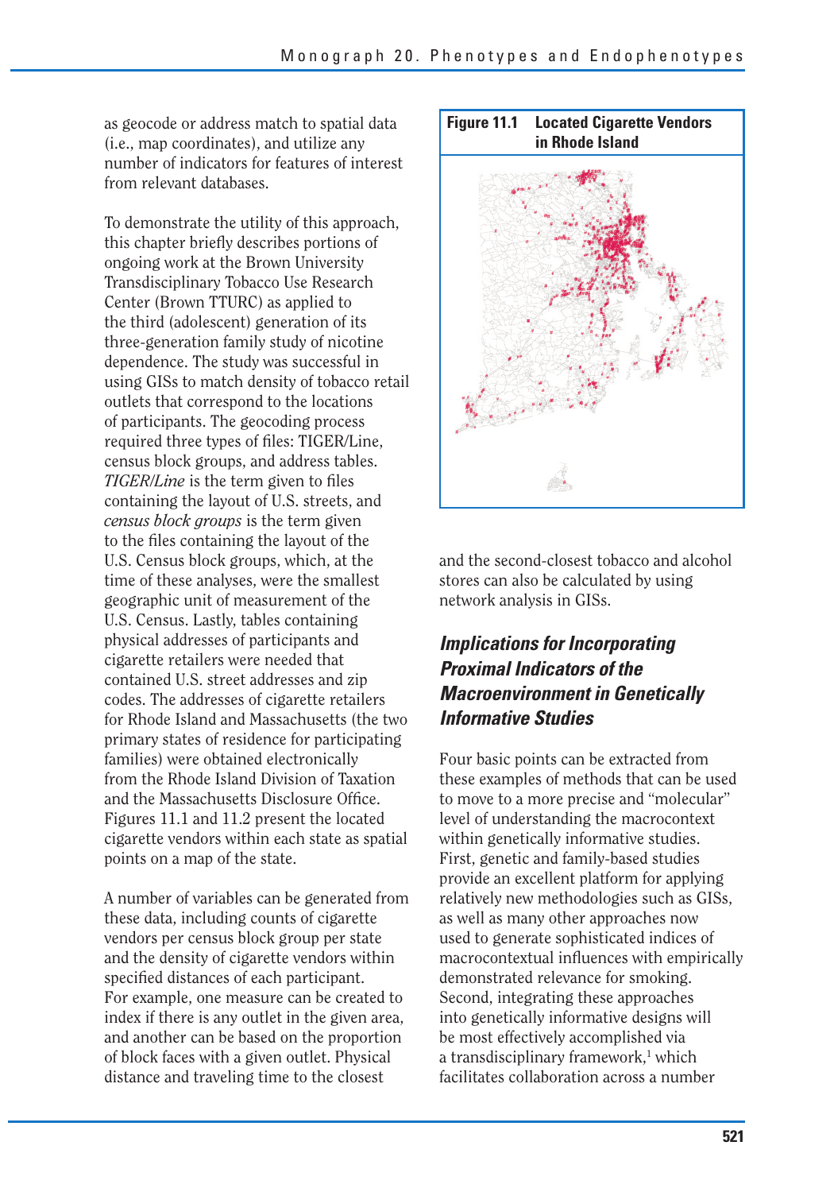as geocode or address match to spatial data (i.e., map coordinates), and utilize any number of indicators for features of interest from relevant databases.

To demonstrate the utility of this approach, this chapter briefly describes portions of ongoing work at the Brown University Transdisciplinary Tobacco Use Research Center (Brown TTURC) as applied to the third (adolescent) generation of its three-generation family study of nicotine dependence. The study was successful in using GISs to match density of tobacco retail outlets that correspond to the locations of participants. The geocoding process required three types of files: TIGER/Line, census block groups, and address tables. *TIGER/Line* is the term given to files containing the layout of U.S. streets, and *census block groups* is the term given to the files containing the layout of the U.S. Census block groups, which, at the time of these analyses, were the smallest geographic unit of measurement of the U.S. Census. Lastly, tables containing physical addresses of participants and cigarette retailers were needed that contained U.S. street addresses and zip codes. The addresses of cigarette retailers for Rhode Island and Massachusetts (the two primary states of residence for participating families) were obtained electronically from the Rhode Island Division of Taxation and the Massachusetts Disclosure Office. Figures 11.1 and 11.2 present the located cigarette vendors within each state as spatial points on a map of the state.

A number of variables can be generated from these data, including counts of cigarette vendors per census block group per state and the density of cigarette vendors within specified distances of each participant. For example, one measure can be created to index if there is any outlet in the given area, and another can be based on the proportion of block faces with a given outlet. Physical distance and traveling time to the closest and the second-closest tobacco and alcohol stores can also be calculated by using network analysis in GISs.

**Figure 11.1 Located Cigarette Vendors in Rhode Island**

## Implications for Incorporating Proximal Indicators of the Macroenvironment in Genetically Informative Studies

Four basic points can be extracted from these examples of methods that can be used to move to a more precise and "molecular" level of understanding the macrocontext within genetically informative studies. First, genetic and family-based studies provide an excellent platform for applying relatively new methodologies such as GISs, as well as many other approaches now used to generate sophisticated indices of macrocontextual influences with empirically demonstrated relevance for smoking. Second, integrating these approaches into genetically informative designs will be most effectively accomplished via a transdisciplinary framework,[1] which facilitates collaboration across a number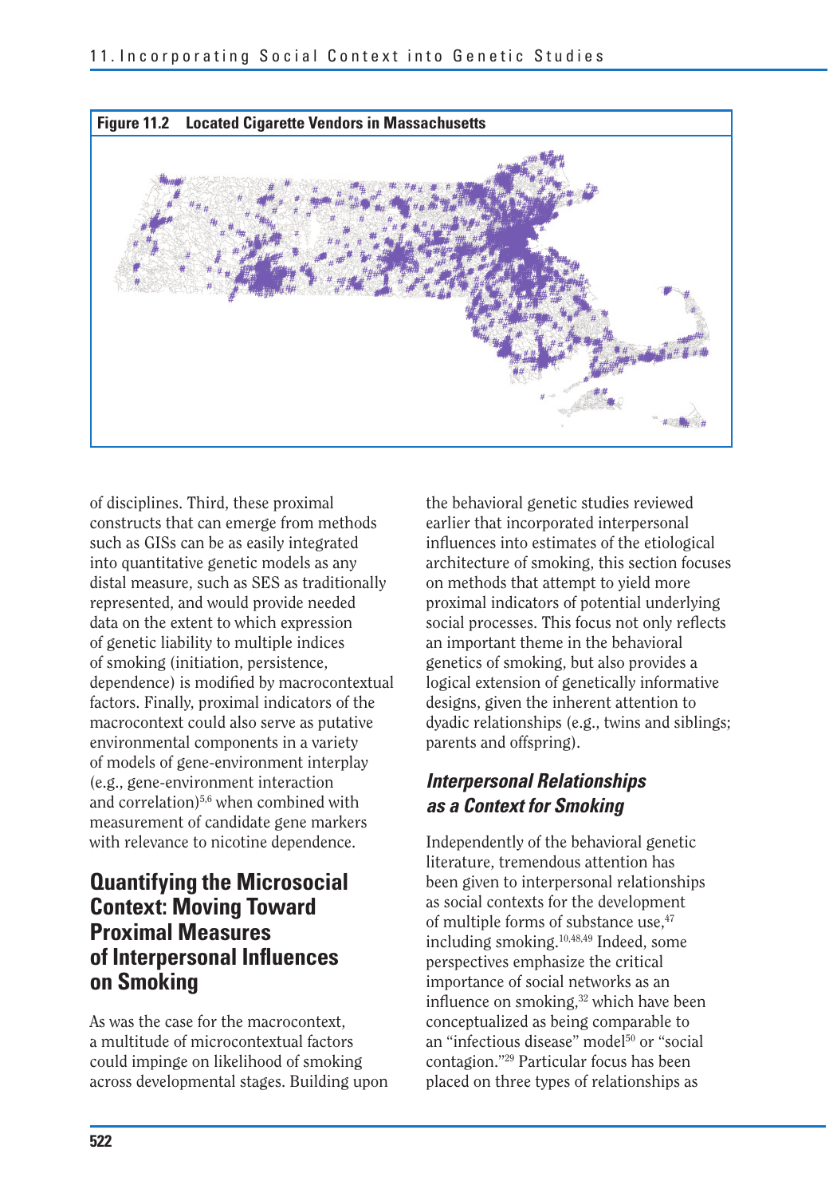**Figure 11.2 Located Cigarette Vendors in Massachusetts**

of disciplines. Third, these proximal constructs that can emerge from methods such as GISs can be as easily integrated into quantitative genetic models as any distal measure, such as SES as traditionally represented, and would provide needed data on the extent to which expression of genetic liability to multiple indices of smoking (initiation, persistence, dependence) is modified by macrocontextual factors. Finally, proximal indicators of the macrocontext could also serve as putative environmental components in a variety of models of gene-environment interplay (e.g., gene-environment interaction and correlation)[5,6] when combined with measurement of candidate gene markers with relevance to nicotine dependence.

## Quantifying the Microsocial Context: Moving Toward Proximal Measures of Interpersonal Influences on Smoking

As was the case for the macrocontext, a multitude of microcontextual factors could impinge on likelihood of smoking across developmental stages. Building upon the behavioral genetic studies reviewed earlier that incorporated interpersonal influences into estimates of the etiological architecture of smoking, this section focuses on methods that attempt to yield more proximal indicators of potential underlying social processes. This focus not only reflects an important theme in the behavioral genetics of smoking, but also provides a logical extension of genetically informative designs, given the inherent attention to dyadic relationships (e.g., twins and siblings; parents and offspring).

### *Interpersonal Relationships as a Context for Smoking*

Independently of the behavioral genetic literature, tremendous attention has been given to interpersonal relationships as social contexts for the development of multiple forms of substance use,[47] including smoking.[10,48,49] Indeed, some perspectives emphasize the critical importance of social networks as an influence on smoking,[32] which have been conceptualized as being comparable to an "infectious disease" model[50] or "social contagion."[29] Particular focus has been placed on three types of relationships as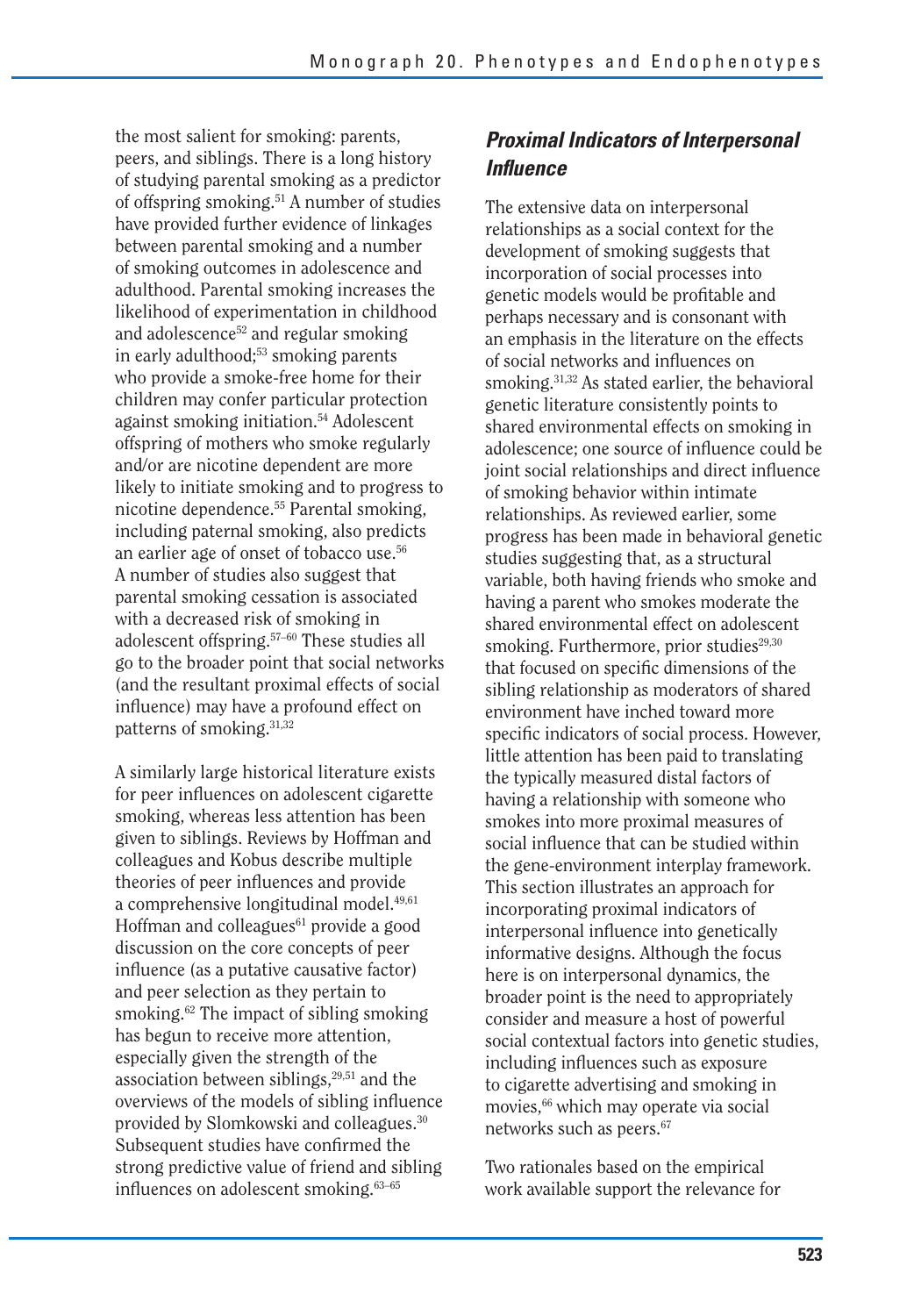the most salient for smoking: parents, peers, and siblings. There is a long history of studying parental smoking as a predictor of offspring smoking.[51] A number of studies have provided further evidence of linkages between parental smoking and a number of smoking outcomes in adolescence and adulthood. Parental smoking increases the likelihood of experimentation in childhood and adolescence[52] and regular smoking in early adulthood;[53] smoking parents who provide a smoke-free home for their children may confer particular protection against smoking initiation.[54] Adolescent offspring of mothers who smoke regularly and/or are nicotine dependent are more likely to initiate smoking and to progress to nicotine dependence.[55] Parental smoking, including paternal smoking, also predicts an earlier age of onset of tobacco use.[56] A number of studies also suggest that parental smoking cessation is associated with a decreased risk of smoking in adolescent offspring.[57–60] These studies all go to the broader point that social networks (and the resultant proximal effects of social influence) may have a profound effect on patterns of smoking.[31,32]

A similarly large historical literature exists for peer influences on adolescent cigarette smoking, whereas less attention has been given to siblings. Reviews by Hoffman and colleagues and Kobus describe multiple theories of peer influences and provide a comprehensive longitudinal model.[49,61] Hoffman and colleagues[61] provide a good discussion on the core concepts of peer influence (as a putative causative factor) and peer selection as they pertain to smoking.[62] The impact of sibling smoking has begun to receive more attention, especially given the strength of the association between siblings,[29,51] and the overviews of the models of sibling influence provided by Slomkowski and colleagues.[30] Subsequent studies have confirmed the strong predictive value of friend and sibling influences on adolescent smoking.[63–65]

### *Proximal Indicators of Interpersonal Influence*

The extensive data on interpersonal relationships as a social context for the development of smoking suggests that incorporation of social processes into genetic models would be profitable and perhaps necessary and is consonant with an emphasis in the literature on the effects of social networks and influences on smoking.[31,32] As stated earlier, the behavioral genetic literature consistently points to shared environmental effects on smoking in adolescence; one source of influence could be joint social relationships and direct influence of smoking behavior within intimate relationships. As reviewed earlier, some progress has been made in behavioral genetic studies suggesting that, as a structural variable, both having friends who smoke and having a parent who smokes moderate the shared environmental effect on adolescent smoking. Furthermore, prior studies[29,30] that focused on specific dimensions of the sibling relationship as moderators of shared environment have inched toward more specific indicators of social process. However, little attention has been paid to translating the typically measured distal factors of having a relationship with someone who smokes into more proximal measures of social influence that can be studied within the gene-environment interplay framework. This section illustrates an approach for incorporating proximal indicators of interpersonal influence into genetically informative designs. Although the focus here is on interpersonal dynamics, the broader point is the need to appropriately consider and measure a host of powerful social contextual factors into genetic studies, including influences such as exposure to cigarette advertising and smoking in movies,[66] which may operate via social networks such as peers.[67]

Two rationales based on the empirical work available support the relevance for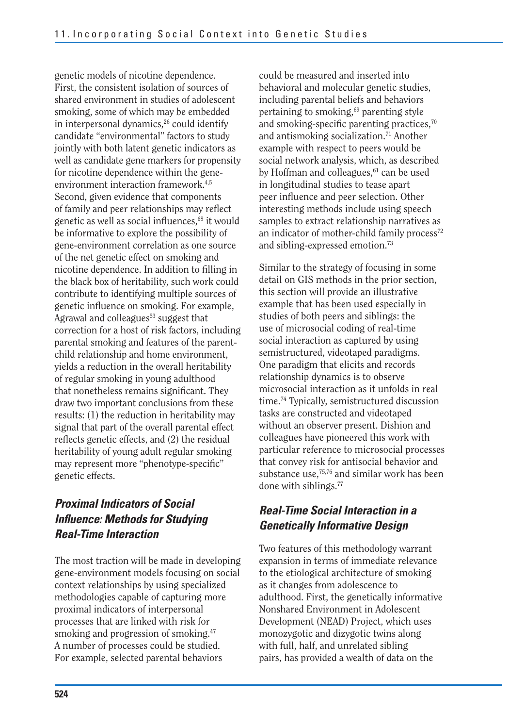genetic models of nicotine dependence. First, the consistent isolation of sources of shared environment in studies of adolescent smoking, some of which may be embedded in interpersonal dynamics,[26] could identify candidate "environmental" factors to study jointly with both latent genetic indicators as well as candidate gene markers for propensity for nicotine dependence within the gene-environment interaction framework.[4,5] Second, given evidence that components of family and peer relationships may reflect genetic as well as social influences,[68] it would be informative to explore the possibility of gene-environment correlation as one source of the net genetic effect on smoking and nicotine dependence. In addition to filling in the black box of heritability, such work could contribute to identifying multiple sources of genetic influence on smoking. For example, Agrawal and colleagues[53] suggest that correction for a host of risk factors, including parental smoking and features of the parent-child relationship and home environment, yields a reduction in the overall heritability of regular smoking in young adulthood that nonetheless remains significant. They draw two important conclusions from these results: (1) the reduction in heritability may signal that part of the overall parental effect reflects genetic effects, and (2) the residual heritability of young adult regular smoking may represent more "phenotype-specific" genetic effects.

## *Proximal Indicators of Social Influence: Methods for Studying Real-Time Interaction*

The most traction will be made in developing gene-environment models focusing on social context relationships by using specialized methodologies capable of capturing more proximal indicators of interpersonal processes that are linked with risk for smoking and progression of smoking.[47] A number of processes could be studied. For example, selected parental behaviors could be measured and inserted into behavioral and molecular genetic studies, including parental beliefs and behaviors pertaining to smoking,[69] parenting style and smoking-specific parenting practices,[70] and antismoking socialization.[71] Another example with respect to peers would be social network analysis, which, as described by Hoffman and colleagues,[61] can be used in longitudinal studies to tease apart peer influence and peer selection. Other interesting methods include using speech samples to extract relationship narratives as an indicator of mother-child family process[72] and sibling-expressed emotion.[73]

Similar to the strategy of focusing in some detail on GIS methods in the prior section, this section will provide an illustrative example that has been used especially in studies of both peers and siblings: the use of microsocial coding of real-time social interaction as captured by using semistructured, videotaped paradigms. One paradigm that elicits and records relationship dynamics is to observe microsocial interaction as it unfolds in real time.[74] Typically, semistructured discussion tasks are constructed and videotaped without an observer present. Dishion and colleagues have pioneered this work with particular reference to microsocial processes that convey risk for antisocial behavior and substance use,[75,76] and similar work has been done with siblings.[77]

## *Real-Time Social Interaction in a Genetically Informative Design*

Two features of this methodology warrant expansion in terms of immediate relevance to the etiological architecture of smoking as it changes from adolescence to adulthood. First, the genetically informative Nonshared Environment in Adolescent Development (NEAD) Project, which uses monozygotic and dizygotic twins along with full, half, and unrelated sibling pairs, has provided a wealth of data on the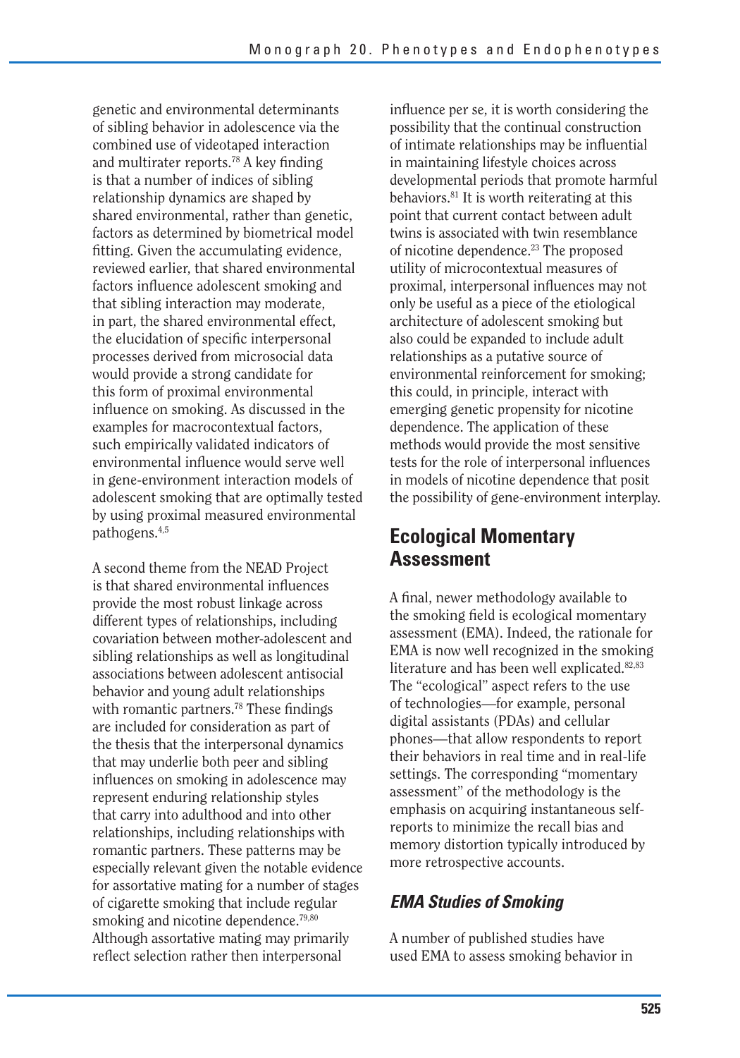genetic and environmental determinants of sibling behavior in adolescence via the combined use of videotaped interaction and multirater reports.[78] A key finding is that a number of indices of sibling relationship dynamics are shaped by shared environmental, rather than genetic, factors as determined by biometrical model fitting. Given the accumulating evidence, reviewed earlier, that shared environmental factors influence adolescent smoking and that sibling interaction may moderate, in part, the shared environmental effect, the elucidation of specific interpersonal processes derived from microsocial data would provide a strong candidate for this form of proximal environmental influence on smoking. As discussed in the examples for macrocontextual factors, such empirically validated indicators of environmental influence would serve well in gene-environment interaction models of adolescent smoking that are optimally tested by using proximal measured environmental pathogens.[4,5]

A second theme from the NEAD Project is that shared environmental influences provide the most robust linkage across different types of relationships, including covariation between mother-adolescent and sibling relationships as well as longitudinal associations between adolescent antisocial behavior and young adult relationships with romantic partners.[78] These findings are included for consideration as part of the thesis that the interpersonal dynamics that may underlie both peer and sibling influences on smoking in adolescence may represent enduring relationship styles that carry into adulthood and into other relationships, including relationships with romantic partners. These patterns may be especially relevant given the notable evidence for assortative mating for a number of stages of cigarette smoking that include regular smoking and nicotine dependence.[79,80] Although assortative mating may primarily reflect selection rather then interpersonal influence per se, it is worth considering the possibility that the continual construction of intimate relationships may be influential in maintaining lifestyle choices across developmental periods that promote harmful behaviors.[81] It is worth reiterating at this point that current contact between adult twins is associated with twin resemblance of nicotine dependence.[23] The proposed utility of microcontextual measures of proximal, interpersonal influences may not only be useful as a piece of the etiological architecture of adolescent smoking but also could be expanded to include adult relationships as a putative source of environmental reinforcement for smoking; this could, in principle, interact with emerging genetic propensity for nicotine dependence. The application of these methods would provide the most sensitive tests for the role of interpersonal influences in models of nicotine dependence that posit the possibility of gene-environment interplay.

## Ecological Momentary Assessment

A final, newer methodology available to the smoking field is ecological momentary assessment (EMA). Indeed, the rationale for EMA is now well recognized in the smoking literature and has been well explicated.[82,83] The "ecological" aspect refers to the use of technologies—for example, personal digital assistants (PDAs) and cellular phones—that allow respondents to report their behaviors in real time and in real-life settings. The corresponding "momentary assessment" of the methodology is the emphasis on acquiring instantaneous self-reports to minimize the recall bias and memory distortion typically introduced by more retrospective accounts.

### *EMA Studies of Smoking*

A number of published studies have used EMA to assess smoking behavior in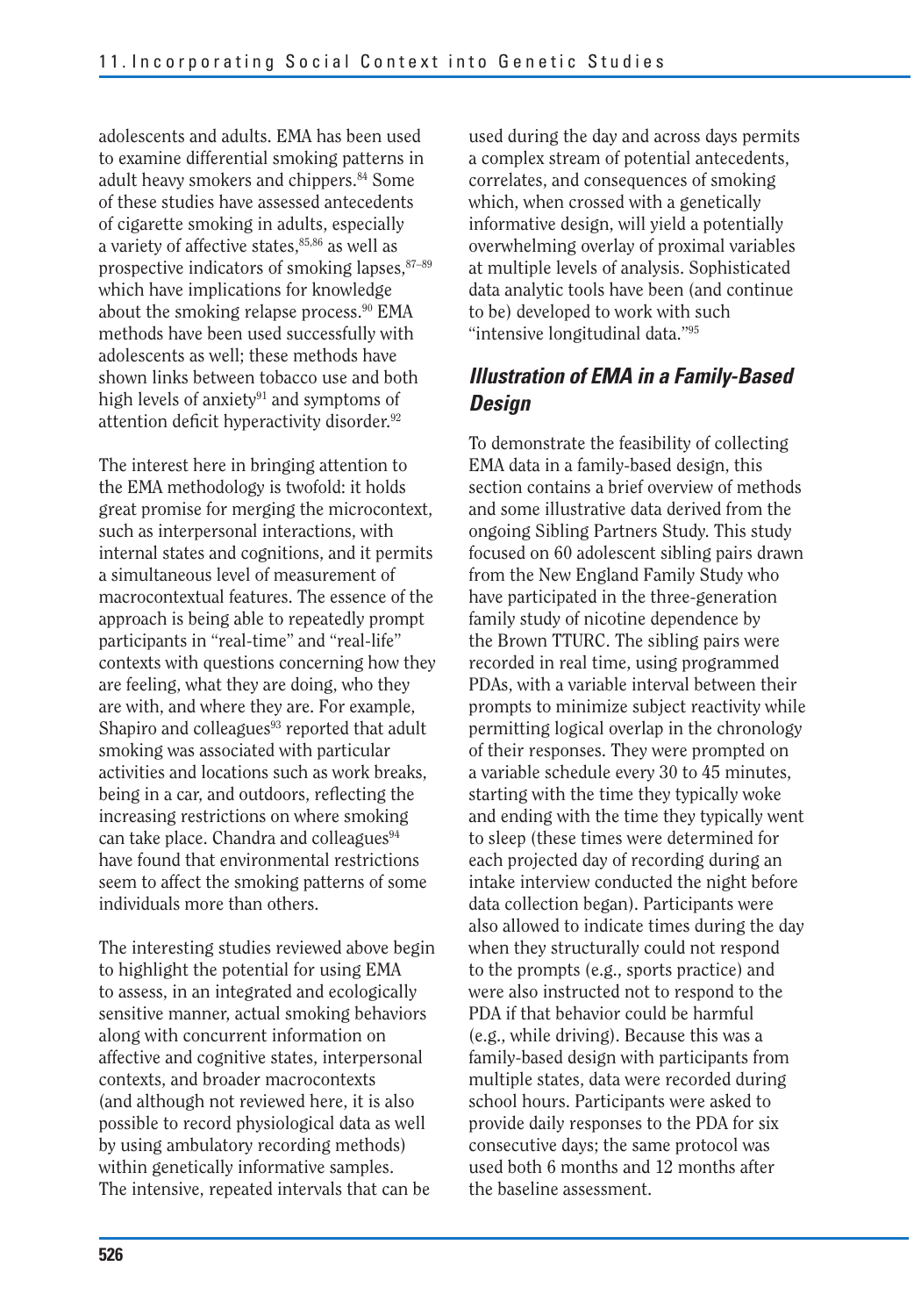adolescents and adults. EMA has been used to examine differential smoking patterns in adult heavy smokers and chippers.[84] Some of these studies have assessed antecedents of cigarette smoking in adults, especially a variety of affective states,[85,86] as well as prospective indicators of smoking lapses,[87–89] which have implications for knowledge about the smoking relapse process.[90] EMA methods have been used successfully with adolescents as well; these methods have shown links between tobacco use and both high levels of anxiety[91] and symptoms of attention deficit hyperactivity disorder.[92]

The interest here in bringing attention to the EMA methodology is twofold: it holds great promise for merging the microcontext, such as interpersonal interactions, with internal states and cognitions, and it permits a simultaneous level of measurement of macrocontextual features. The essence of the approach is being able to repeatedly prompt participants in "real-time" and "real-life" contexts with questions concerning how they are feeling, what they are doing, who they are with, and where they are. For example, Shapiro and colleagues[93] reported that adult smoking was associated with particular activities and locations such as work breaks, being in a car, and outdoors, reflecting the increasing restrictions on where smoking can take place. Chandra and colleagues[94] have found that environmental restrictions seem to affect the smoking patterns of some individuals more than others.

The interesting studies reviewed above begin to highlight the potential for using EMA to assess, in an integrated and ecologically sensitive manner, actual smoking behaviors along with concurrent information on affective and cognitive states, interpersonal contexts, and broader macrocontexts (and although not reviewed here, it is also possible to record physiological data as well by using ambulatory recording methods) within genetically informative samples. The intensive, repeated intervals that can be used during the day and across days permits a complex stream of potential antecedents, correlates, and consequences of smoking which, when crossed with a genetically informative design, will yield a potentially overwhelming overlay of proximal variables at multiple levels of analysis. Sophisticated data analytic tools have been (and continue to be) developed to work with such "intensive longitudinal data."[95]

### *Illustration of EMA in a Family-Based Design*

To demonstrate the feasibility of collecting EMA data in a family-based design, this section contains a brief overview of methods and some illustrative data derived from the ongoing Sibling Partners Study. This study focused on 60 adolescent sibling pairs drawn from the New England Family Study who have participated in the three-generation family study of nicotine dependence by the Brown TTURC. The sibling pairs were recorded in real time, using programmed PDAs, with a variable interval between their prompts to minimize subject reactivity while permitting logical overlap in the chronology of their responses. They were prompted on a variable schedule every 30 to 45 minutes, starting with the time they typically woke and ending with the time they typically went to sleep (these times were determined for each projected day of recording during an intake interview conducted the night before data collection began). Participants were also allowed to indicate times during the day when they structurally could not respond to the prompts (e.g., sports practice) and were also instructed not to respond to the PDA if that behavior could be harmful (e.g., while driving). Because this was a family-based design with participants from multiple states, data were recorded during school hours. Participants were asked to provide daily responses to the PDA for six consecutive days; the same protocol was used both 6 months and 12 months after the baseline assessment.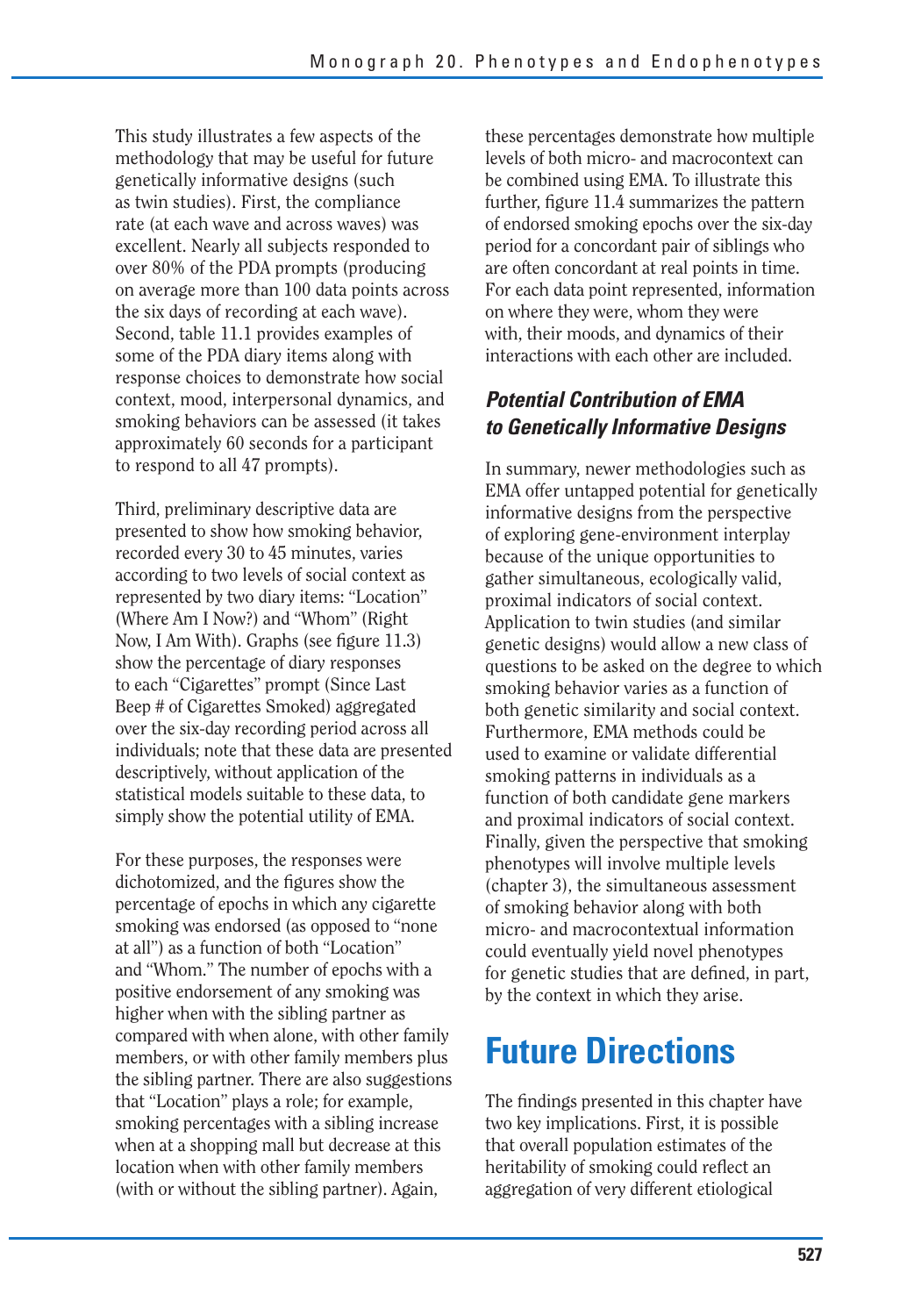This study illustrates a few aspects of the methodology that may be useful for future genetically informative designs (such as twin studies). First, the compliance rate (at each wave and across waves) was excellent. Nearly all subjects responded to over 80% of the PDA prompts (producing on average more than 100 data points across the six days of recording at each wave). Second, table 11.1 provides examples of some of the PDA diary items along with response choices to demonstrate how social context, mood, interpersonal dynamics, and smoking behaviors can be assessed (it takes approximately 60 seconds for a participant to respond to all 47 prompts).

Third, preliminary descriptive data are presented to show how smoking behavior, recorded every 30 to 45 minutes, varies according to two levels of social context as represented by two diary items: "Location" (Where Am I Now?) and "Whom" (Right Now, I Am With). Graphs (see figure 11.3) show the percentage of diary responses to each "Cigarettes" prompt (Since Last Beep # of Cigarettes Smoked) aggregated over the six-day recording period across all individuals; note that these data are presented descriptively, without application of the statistical models suitable to these data, to simply show the potential utility of EMA.

For these purposes, the responses were dichotomized, and the figures show the percentage of epochs in which any cigarette smoking was endorsed (as opposed to "none at all") as a function of both "Location" and "Whom." The number of epochs with a positive endorsement of any smoking was higher when with the sibling partner as compared with when alone, with other family members, or with other family members plus the sibling partner. There are also suggestions that "Location" plays a role; for example, smoking percentages with a sibling increase when at a shopping mall but decrease at this location when with other family members (with or without the sibling partner). Again, these percentages demonstrate how multiple levels of both micro- and macrocontext can be combined using EMA. To illustrate this further, figure 11.4 summarizes the pattern of endorsed smoking epochs over the six-day period for a concordant pair of siblings who are often concordant at real points in time. For each data point represented, information on where they were, whom they were with, their moods, and dynamics of their interactions with each other are included.

### *Potential Contribution of EMA to Genetically Informative Designs*

In summary, newer methodologies such as EMA offer untapped potential for genetically informative designs from the perspective of exploring gene-environment interplay because of the unique opportunities to gather simultaneous, ecologically valid, proximal indicators of social context. Application to twin studies (and similar genetic designs) would allow a new class of questions to be asked on the degree to which smoking behavior varies as a function of both genetic similarity and social context. Furthermore, EMA methods could be used to examine or validate differential smoking patterns in individuals as a function of both candidate gene markers and proximal indicators of social context. Finally, given the perspective that smoking phenotypes will involve multiple levels (chapter 3), the simultaneous assessment of smoking behavior along with both micro- and macrocontextual information could eventually yield novel phenotypes for genetic studies that are defined, in part, by the context in which they arise.

## Future Directions

The findings presented in this chapter have two key implications. First, it is possible that overall population estimates of the heritability of smoking could reflect an aggregation of very different etiological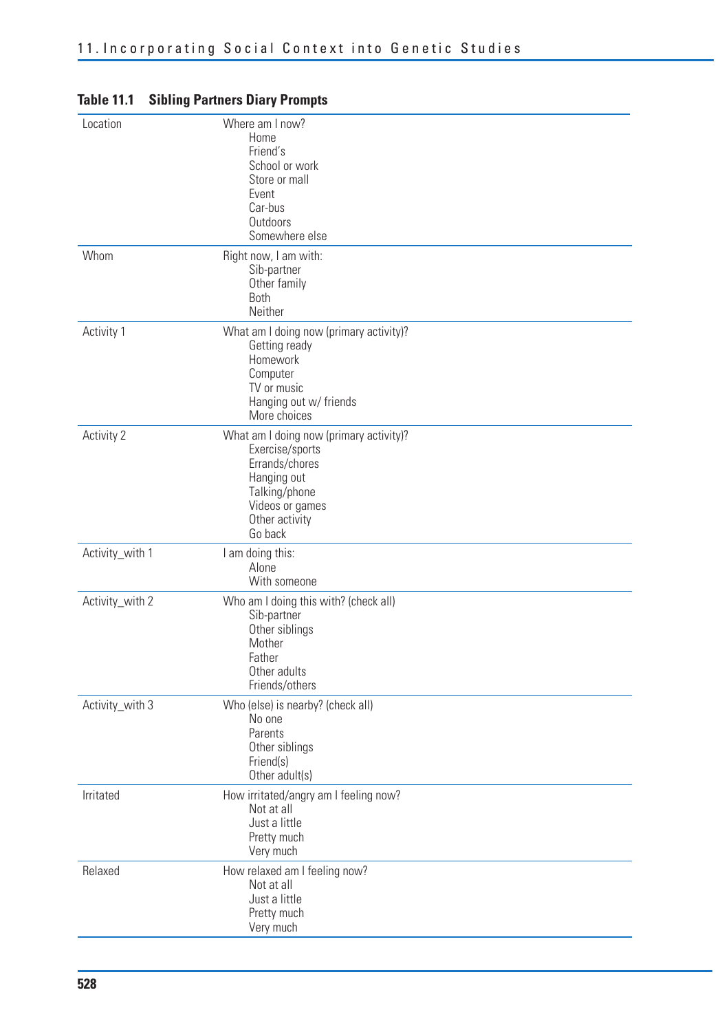**Table 11.1 Sibling Partners Diary Prompts**

| | |
|---|---|
| Location | Where am I now?<br>Home<br>Friend's<br>School or work<br>Store or mall<br>Event<br>Car-bus<br>Outdoors<br>Somewhere else |
| Whom | Right now, I am with:<br>Sib-partner<br>Other family<br>Both<br>Neither |
| Activity 1 | What am I doing now (primary activity)?<br>Getting ready<br>Homework<br>Computer<br>TV or music<br>Hanging out w/ friends<br>More choices |
| Activity 2 | What am I doing now (primary activity)?<br>Exercise/sports<br>Errands/chores<br>Hanging out<br>Talking/phone<br>Videos or games<br>Other activity<br>Go back |
| Activity_with 1 | I am doing this:<br>Alone<br>With someone |
| Activity_with 2 | Who am I doing this with? (check all)<br>Sib-partner<br>Other siblings<br>Mother<br>Father<br>Other adults<br>Friends/others |
| Activity_with 3 | Who (else) is nearby? (check all)<br>No one<br>Parents<br>Other siblings<br>Friend(s)<br>Other adult(s) |
| Irritated | How irritated/angry am I feeling now?<br>Not at all<br>Just a little<br>Pretty much<br>Very much |
| Relaxed | How relaxed am I feeling now?<br>Not at all<br>Just a little<br>Pretty much<br>Very much |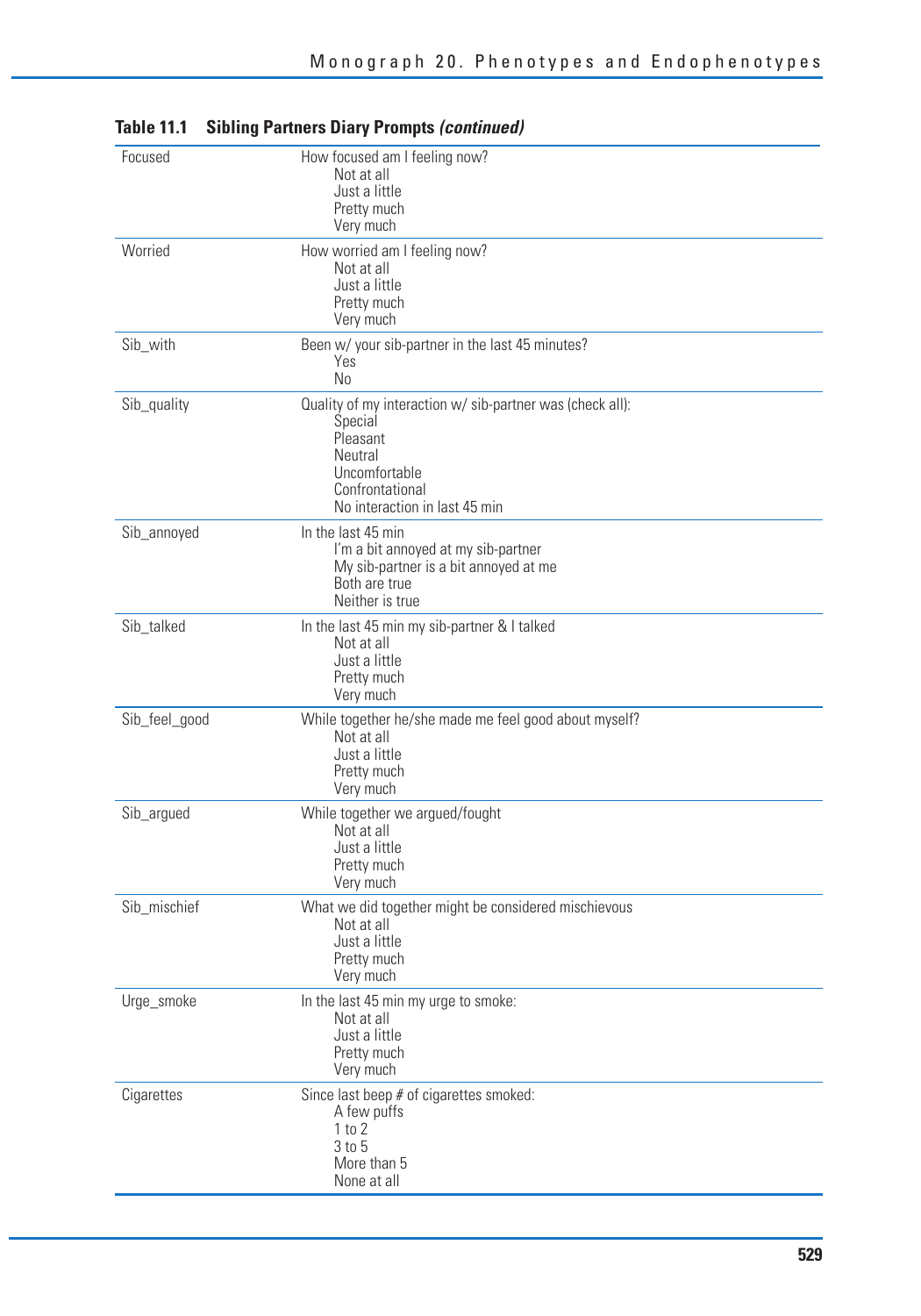**Table 11.1 Sibling Partners Diary Prompts *(continued)***

| | |
|---|---|
| Focused | How focused am I feeling now?<br>Not at all<br>Just a little<br>Pretty much<br>Very much |
| Worried | How worried am I feeling now?<br>Not at all<br>Just a little<br>Pretty much<br>Very much |
| Sib_with | Been w/ your sib-partner in the last 45 minutes?<br>Yes<br>No |
| Sib_quality | Quality of my interaction w/ sib-partner was (check all):<br>Special<br>Pleasant<br>Neutral<br>Uncomfortable<br>Confrontational<br>No interaction in last 45 min |
| Sib_annoyed | In the last 45 min<br>I'm a bit annoyed at my sib-partner<br>My sib-partner is a bit annoyed at me<br>Both are true<br>Neither is true |
| Sib_talked | In the last 45 min my sib-partner & I talked<br>Not at all<br>Just a little<br>Pretty much<br>Very much |
| Sib_feel_good | While together he/she made me feel good about myself?<br>Not at all<br>Just a little<br>Pretty much<br>Very much |
| Sib_argued | While together we argued/fought<br>Not at all<br>Just a little<br>Pretty much<br>Very much |
| Sib_mischief | What we did together might be considered mischievous<br>Not at all<br>Just a little<br>Pretty much<br>Very much |
| Urge_smoke | In the last 45 min my urge to smoke:<br>Not at all<br>Just a little<br>Pretty much<br>Very much |
| Cigarettes | Since last beep # of cigarettes smoked:<br>A few puffs<br>1 to 2<br>3 to 5<br>More than 5<br>None at all |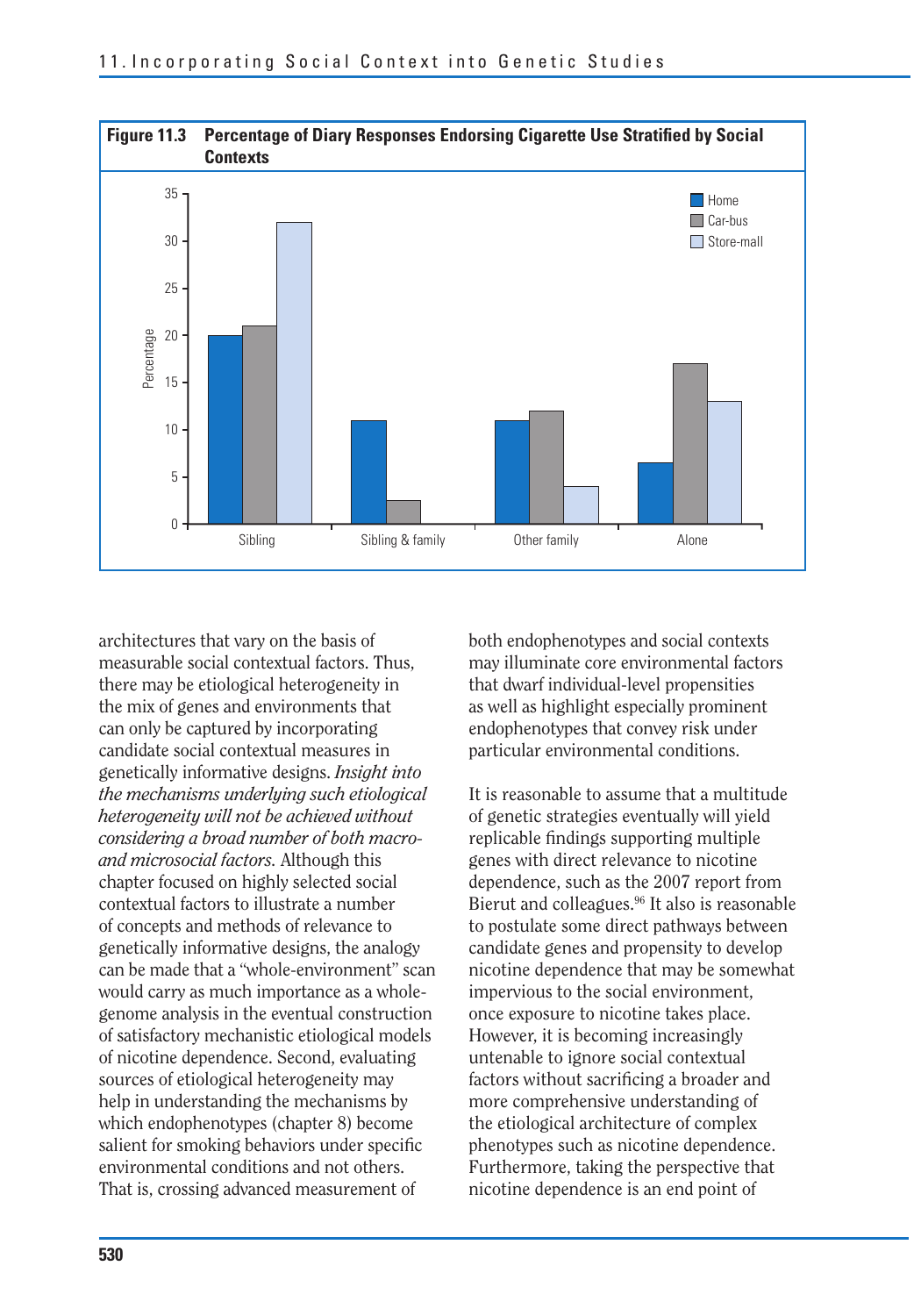**Figure 11.3 Percentage of Diary Responses Endorsing Cigarette Use Stratified by Social Contexts**

architectures that vary on the basis of measurable social contextual factors. Thus, there may be etiological heterogeneity in the mix of genes and environments that can only be captured by incorporating candidate social contextual measures in genetically informative designs. *Insight into the mechanisms underlying such etiological heterogeneity will not be achieved without considering a broad number of both macro- and microsocial factors.* Although this chapter focused on highly selected social contextual factors to illustrate a number of concepts and methods of relevance to genetically informative designs, the analogy can be made that a "whole-environment" scan would carry as much importance as a whole-genome analysis in the eventual construction of satisfactory mechanistic etiological models of nicotine dependence. Second, evaluating sources of etiological heterogeneity may help in understanding the mechanisms by which endophenotypes (chapter 8) become salient for smoking behaviors under specific environmental conditions and not others. That is, crossing advanced measurement of both endophenotypes and social contexts may illuminate core environmental factors that dwarf individual-level propensities as well as highlight especially prominent endophenotypes that convey risk under particular environmental conditions.

It is reasonable to assume that a multitude of genetic strategies eventually will yield replicable findings supporting multiple genes with direct relevance to nicotine dependence, such as the 2007 report from Bierut and colleagues.[96] It also is reasonable to postulate some direct pathways between candidate genes and propensity to develop nicotine dependence that may be somewhat impervious to the social environment, once exposure to nicotine takes place. However, it is becoming increasingly untenable to ignore social contextual factors without sacrificing a broader and more comprehensive understanding of the etiological architecture of complex phenotypes such as nicotine dependence. Furthermore, taking the perspective that nicotine dependence is an end point of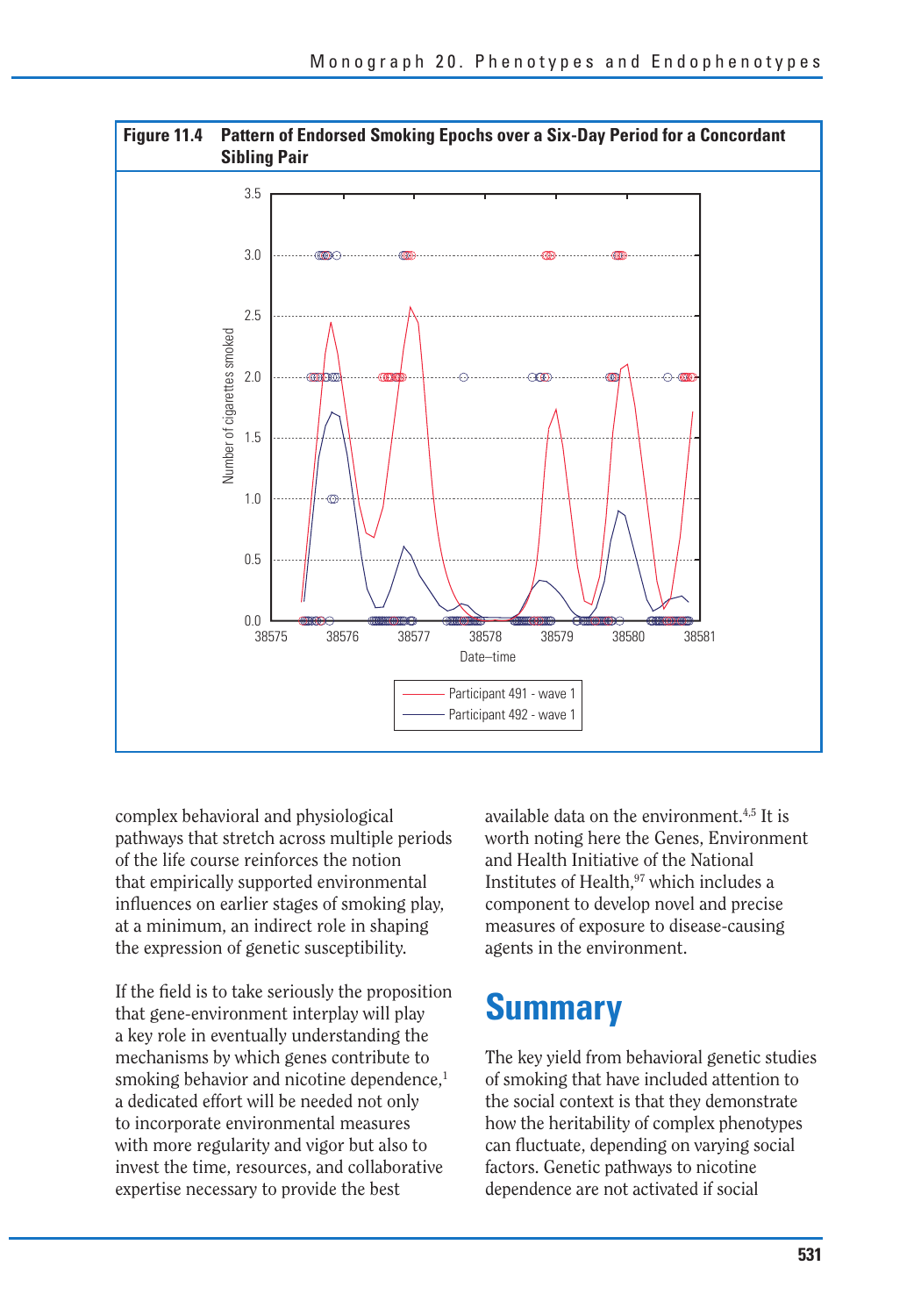**Figure 11.4 Pattern of Endorsed Smoking Epochs over a Six-Day Period for a Concordant Sibling Pair**

complex behavioral and physiological pathways that stretch across multiple periods of the life course reinforces the notion that empirically supported environmental influences on earlier stages of smoking play, at a minimum, an indirect role in shaping the expression of genetic susceptibility.

If the field is to take seriously the proposition that gene-environment interplay will play a key role in eventually understanding the mechanisms by which genes contribute to smoking behavior and nicotine dependence,[1] a dedicated effort will be needed not only to incorporate environmental measures with more regularity and vigor but also to invest the time, resources, and collaborative expertise necessary to provide the best available data on the environment.[4,5] It is worth noting here the Genes, Environment and Health Initiative of the National Institutes of Health,[97] which includes a component to develop novel and precise measures of exposure to disease-causing agents in the environment.

# Summary

The key yield from behavioral genetic studies of smoking that have included attention to the social context is that they demonstrate how the heritability of complex phenotypes can fluctuate, depending on varying social factors. Genetic pathways to nicotine dependence are not activated if social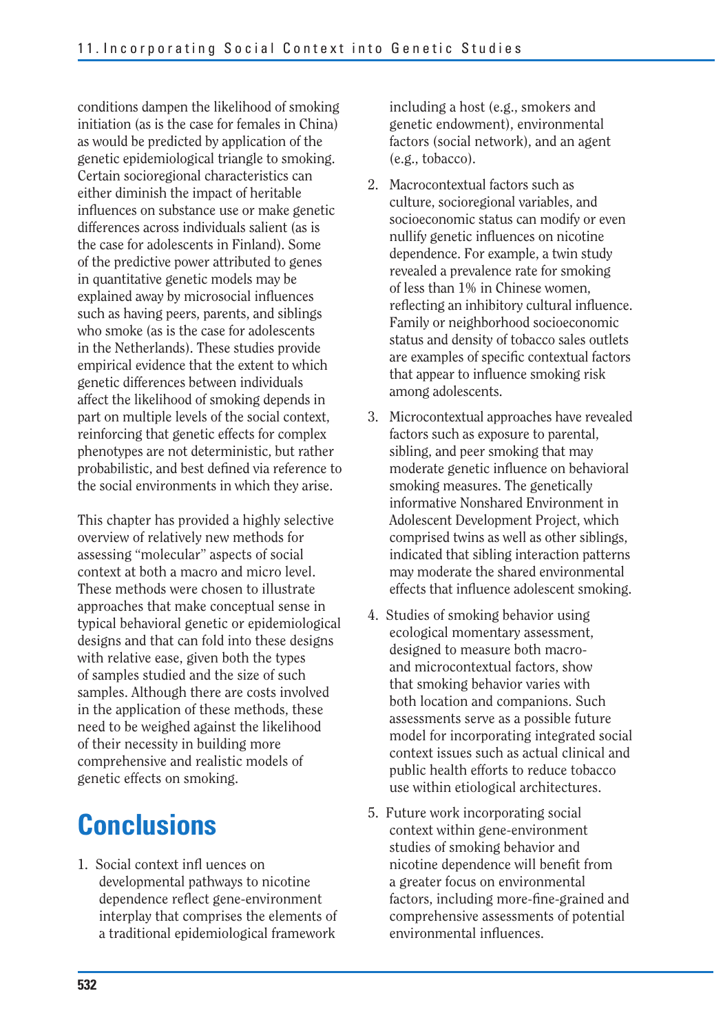conditions dampen the likelihood of smoking initiation (as is the case for females in China) as would be predicted by application of the genetic epidemiological triangle to smoking. Certain socioregional characteristics can either diminish the impact of heritable influences on substance use or make genetic differences across individuals salient (as is the case for adolescents in Finland). Some of the predictive power attributed to genes in quantitative genetic models may be explained away by microsocial influences such as having peers, parents, and siblings who smoke (as is the case for adolescents in the Netherlands). These studies provide empirical evidence that the extent to which genetic differences between individuals affect the likelihood of smoking depends in part on multiple levels of the social context, reinforcing that genetic effects for complex phenotypes are not deterministic, but rather probabilistic, and best defined via reference to the social environments in which they arise.

This chapter has provided a highly selective overview of relatively new methods for assessing "molecular" aspects of social context at both a macro and micro level. These methods were chosen to illustrate approaches that make conceptual sense in typical behavioral genetic or epidemiological designs and that can fold into these designs with relative ease, given both the types of samples studied and the size of such samples. Although there are costs involved in the application of these methods, these need to be weighed against the likelihood of their necessity in building more comprehensive and realistic models of genetic effects on smoking.

# Conclusions

1. Social context infl uences on developmental pathways to nicotine dependence reflect gene-environment interplay that comprises the elements of a traditional epidemiological framework including a host (e.g., smokers and genetic endowment), environmental factors (social network), and an agent (e.g., tobacco).
2. Macrocontextual factors such as culture, socioregional variables, and socioeconomic status can modify or even nullify genetic influences on nicotine dependence. For example, a twin study revealed a prevalence rate for smoking of less than 1% in Chinese women, reflecting an inhibitory cultural influence. Family or neighborhood socioeconomic status and density of tobacco sales outlets are examples of specific contextual factors that appear to influence smoking risk among adolescents.
3. Microcontextual approaches have revealed factors such as exposure to parental, sibling, and peer smoking that may moderate genetic influence on behavioral smoking measures. The genetically informative Nonshared Environment in Adolescent Development Project, which comprised twins as well as other siblings, indicated that sibling interaction patterns may moderate the shared environmental effects that influence adolescent smoking.
4. Studies of smoking behavior using ecological momentary assessment, designed to measure both macro- and microcontextual factors, show that smoking behavior varies with both location and companions. Such assessments serve as a possible future model for incorporating integrated social context issues such as actual clinical and public health efforts to reduce tobacco use within etiological architectures.
5. Future work incorporating social context within gene-environment studies of smoking behavior and nicotine dependence will benefit from a greater focus on environmental factors, including more-fine-grained and comprehensive assessments of potential environmental influences.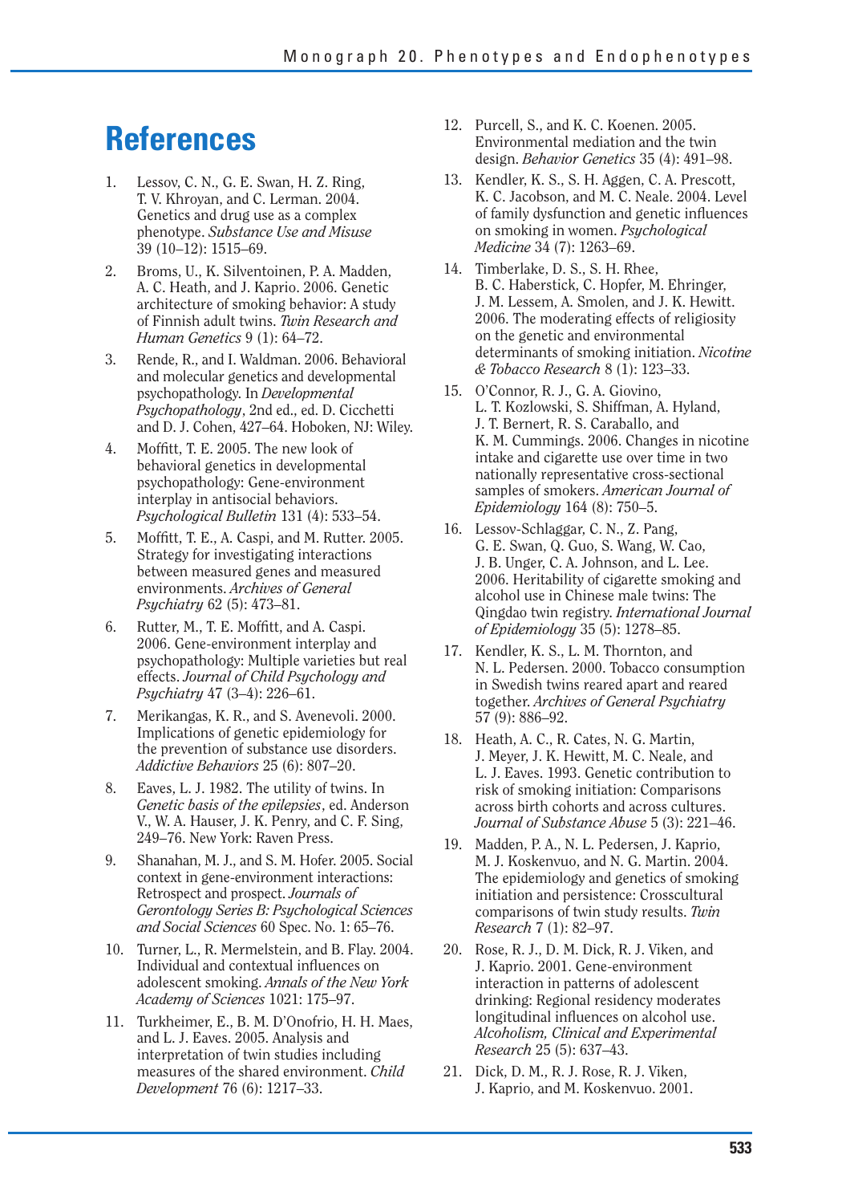# References

1. Lessov, C. N., G. E. Swan, H. Z. Ring, T. V. Khroyan, and C. Lerman. 2004. Genetics and drug use as a complex phenotype. *Substance Use and Misuse* 39 (10–12): 1515–69.
2. Broms, U., K. Silventoinen, P. A. Madden, A. C. Heath, and J. Kaprio. 2006. Genetic architecture of smoking behavior: A study of Finnish adult twins. *Twin Research and Human Genetics* 9 (1): 64–72.
3. Rende, R., and I. Waldman. 2006. Behavioral and molecular genetics and developmental psychopathology. In *Developmental Psychopathology*, 2nd ed., ed. D. Cicchetti and D. J. Cohen, 427–64. Hoboken, NJ: Wiley.
4. Moffitt, T. E. 2005. The new look of behavioral genetics in developmental psychopathology: Gene-environment interplay in antisocial behaviors. *Psychological Bulletin* 131 (4): 533–54.
5. Moffitt, T. E., A. Caspi, and M. Rutter. 2005. Strategy for investigating interactions between measured genes and measured environments. *Archives of General Psychiatry* 62 (5): 473–81.
6. Rutter, M., T. E. Moffitt, and A. Caspi. 2006. Gene-environment interplay and psychopathology: Multiple varieties but real effects. *Journal of Child Psychology and Psychiatry* 47 (3–4): 226–61.
7. Merikangas, K. R., and S. Avenevoli. 2000. Implications of genetic epidemiology for the prevention of substance use disorders. *Addictive Behaviors* 25 (6): 807–20.
8. Eaves, L. J. 1982. The utility of twins. In *Genetic basis of the epilepsies*, ed. Anderson V., W. A. Hauser, J. K. Penry, and C. F. Sing, 249–76. New York: Raven Press.
9. Shanahan, M. J., and S. M. Hofer. 2005. Social context in gene-environment interactions: Retrospect and prospect. *Journals of Gerontology Series B: Psychological Sciences and Social Sciences* 60 Spec. No. 1: 65–76.
10. Turner, L., R. Mermelstein, and B. Flay. 2004. Individual and contextual influences on adolescent smoking. *Annals of the New York Academy of Sciences* 1021: 175–97.
11. Turkheimer, E., B. M. D'Onofrio, H. H. Maes, and L. J. Eaves. 2005. Analysis and interpretation of twin studies including measures of the shared environment. *Child Development* 76 (6): 1217–33.
12. Purcell, S., and K. C. Koenen. 2005. Environmental mediation and the twin design. *Behavior Genetics* 35 (4): 491–98.
13. Kendler, K. S., S. H. Aggen, C. A. Prescott, K. C. Jacobson, and M. C. Neale. 2004. Level of family dysfunction and genetic influences on smoking in women. *Psychological Medicine* 34 (7): 1263–69.
14. Timberlake, D. S., S. H. Rhee, B. C. Haberstick, C. Hopfer, M. Ehringer, J. M. Lessem, A. Smolen, and J. K. Hewitt. 2006. The moderating effects of religiosity on the genetic and environmental determinants of smoking initiation. *Nicotine & Tobacco Research* 8 (1): 123–33.
15. O'Connor, R. J., G. A. Giovino, L. T. Kozlowski, S. Shiffman, A. Hyland, J. T. Bernert, R. S. Caraballo, and K. M. Cummings. 2006. Changes in nicotine intake and cigarette use over time in two nationally representative cross-sectional samples of smokers. *American Journal of Epidemiology* 164 (8): 750–5.
16. Lessov-Schlaggar, C. N., Z. Pang, G. E. Swan, Q. Guo, S. Wang, W. Cao, J. B. Unger, C. A. Johnson, and L. Lee. 2006. Heritability of cigarette smoking and alcohol use in Chinese male twins: The Qingdao twin registry. *International Journal of Epidemiology* 35 (5): 1278–85.
17. Kendler, K. S., L. M. Thornton, and N. L. Pedersen. 2000. Tobacco consumption in Swedish twins reared apart and reared together. *Archives of General Psychiatry* 57 (9): 886–92.
18. Heath, A. C., R. Cates, N. G. Martin, J. Meyer, J. K. Hewitt, M. C. Neale, and L. J. Eaves. 1993. Genetic contribution to risk of smoking initiation: Comparisons across birth cohorts and across cultures. *Journal of Substance Abuse* 5 (3): 221–46.
19. Madden, P. A., N. L. Pedersen, J. Kaprio, M. J. Koskenvuo, and N. G. Martin. 2004. The epidemiology and genetics of smoking initiation and persistence: Crosscultural comparisons of twin study results. *Twin Research* 7 (1): 82–97.
20. Rose, R. J., D. M. Dick, R. J. Viken, and J. Kaprio. 2001. Gene-environment interaction in patterns of adolescent drinking: Regional residency moderates longitudinal influences on alcohol use. *Alcoholism, Clinical and Experimental Research* 25 (5): 637–43.
21. Dick, D. M., R. J. Rose, R. J. Viken, J. Kaprio, and M. Koskenvuo. 2001.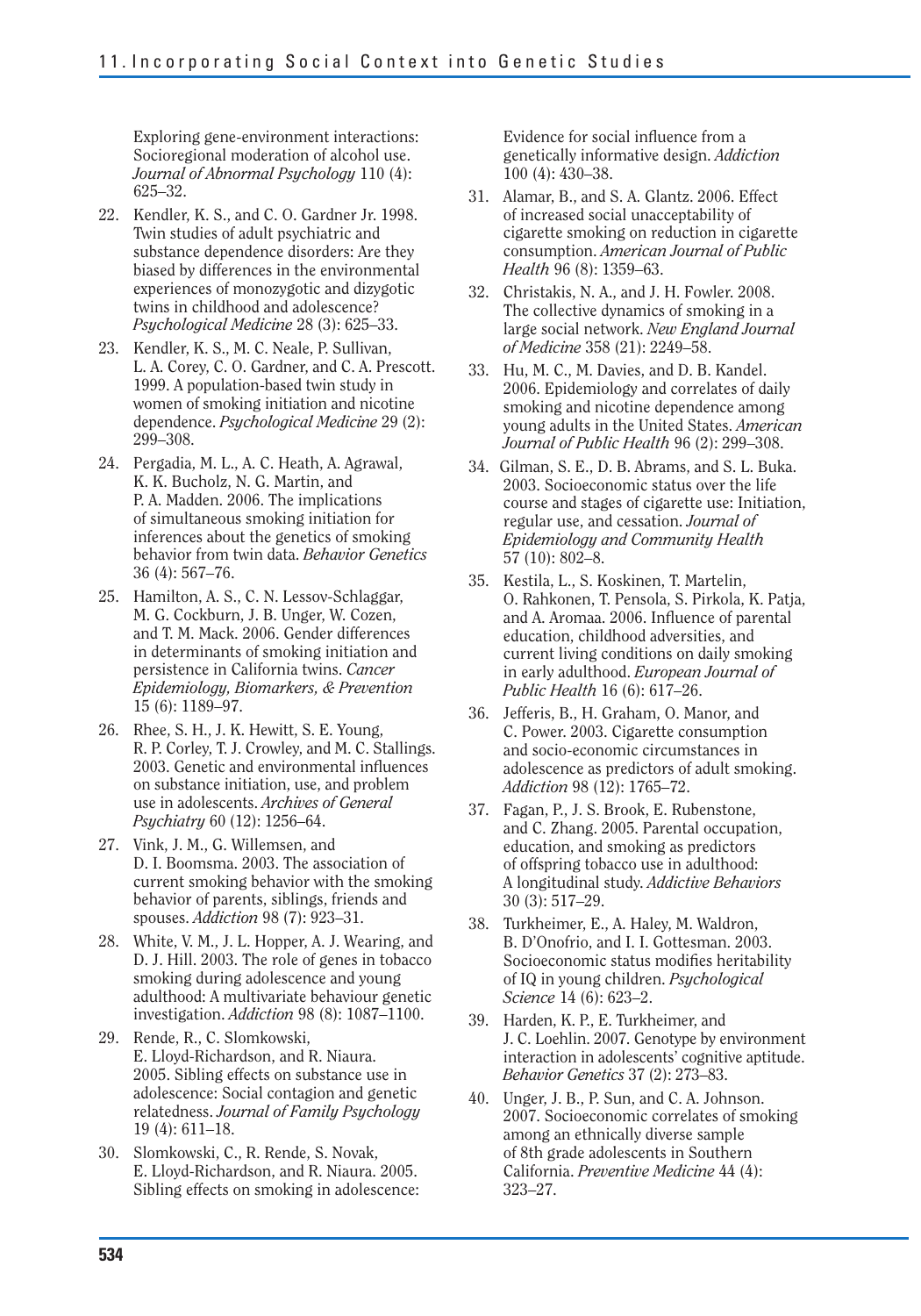Exploring gene-environment interactions: Socioregional moderation of alcohol use. *Journal of Abnormal Psychology* 110 (4): 625–32.

22. Kendler, K. S., and C. O. Gardner Jr. 1998. Twin studies of adult psychiatric and substance dependence disorders: Are they biased by differences in the environmental experiences of monozygotic and dizygotic twins in childhood and adolescence? *Psychological Medicine* 28 (3): 625–33.
23. Kendler, K. S., M. C. Neale, P. Sullivan, L. A. Corey, C. O. Gardner, and C. A. Prescott. 1999. A population-based twin study in women of smoking initiation and nicotine dependence. *Psychological Medicine* 29 (2): 299–308.
24. Pergadia, M. L., A. C. Heath, A. Agrawal, K. K. Bucholz, N. G. Martin, and P. A. Madden. 2006. The implications of simultaneous smoking initiation for inferences about the genetics of smoking behavior from twin data. *Behavior Genetics* 36 (4): 567–76.
25. Hamilton, A. S., C. N. Lessov-Schlaggar, M. G. Cockburn, J. B. Unger, W. Cozen, and T. M. Mack. 2006. Gender differences in determinants of smoking initiation and persistence in California twins. *Cancer Epidemiology, Biomarkers, & Prevention* 15 (6): 1189–97.
26. Rhee, S. H., J. K. Hewitt, S. E. Young, R. P. Corley, T. J. Crowley, and M. C. Stallings. 2003. Genetic and environmental influences on substance initiation, use, and problem use in adolescents. *Archives of General Psychiatry* 60 (12): 1256–64.
27. Vink, J. M., G. Willemsen, and D. I. Boomsma. 2003. The association of current smoking behavior with the smoking behavior of parents, siblings, friends and spouses. *Addiction* 98 (7): 923–31.
28. White, V. M., J. L. Hopper, A. J. Wearing, and D. J. Hill. 2003. The role of genes in tobacco smoking during adolescence and young adulthood: A multivariate behaviour genetic investigation. *Addiction* 98 (8): 1087–1100.
29. Rende, R., C. Slomkowski, E. Lloyd-Richardson, and R. Niaura. 2005. Sibling effects on substance use in adolescence: Social contagion and genetic relatedness. *Journal of Family Psychology* 19 (4): 611–18.
30. Slomkowski, C., R. Rende, S. Novak, E. Lloyd-Richardson, and R. Niaura. 2005. Sibling effects on smoking in adolescence: Evidence for social influence from a genetically informative design. *Addiction* 100 (4): 430–38.
31. Alamar, B., and S. A. Glantz. 2006. Effect of increased social unacceptability of cigarette smoking on reduction in cigarette consumption. *American Journal of Public Health* 96 (8): 1359–63.
32. Christakis, N. A., and J. H. Fowler. 2008. The collective dynamics of smoking in a large social network. *New England Journal of Medicine* 358 (21): 2249–58.
33. Hu, M. C., M. Davies, and D. B. Kandel. 2006. Epidemiology and correlates of daily smoking and nicotine dependence among young adults in the United States. *American Journal of Public Health* 96 (2): 299–308.
34. Gilman, S. E., D. B. Abrams, and S. L. Buka. 2003. Socioeconomic status over the life course and stages of cigarette use: Initiation, regular use, and cessation. *Journal of Epidemiology and Community Health* 57 (10): 802–8.
35. Kestila, L., S. Koskinen, T. Martelin, O. Rahkonen, T. Pensola, S. Pirkola, K. Patja, and A. Aromaa. 2006. Influence of parental education, childhood adversities, and current living conditions on daily smoking in early adulthood. *European Journal of Public Health* 16 (6): 617–26.
36. Jefferis, B., H. Graham, O. Manor, and C. Power. 2003. Cigarette consumption and socio-economic circumstances in adolescence as predictors of adult smoking. *Addiction* 98 (12): 1765–72.
37. Fagan, P., J. S. Brook, E. Rubenstone, and C. Zhang. 2005. Parental occupation, education, and smoking as predictors of offspring tobacco use in adulthood: A longitudinal study. *Addictive Behaviors* 30 (3): 517–29.
38. Turkheimer, E., A. Haley, M. Waldron, B. D'Onofrio, and I. I. Gottesman. 2003. Socioeconomic status modifies heritability of IQ in young children. *Psychological Science* 14 (6): 623–2.
39. Harden, K. P., E. Turkheimer, and J. C. Loehlin. 2007. Genotype by environment interaction in adolescents' cognitive aptitude. *Behavior Genetics* 37 (2): 273–83.
40. Unger, J. B., P. Sun, and C. A. Johnson. 2007. Socioeconomic correlates of smoking among an ethnically diverse sample of 8th grade adolescents in Southern California. *Preventive Medicine* 44 (4): 323–27.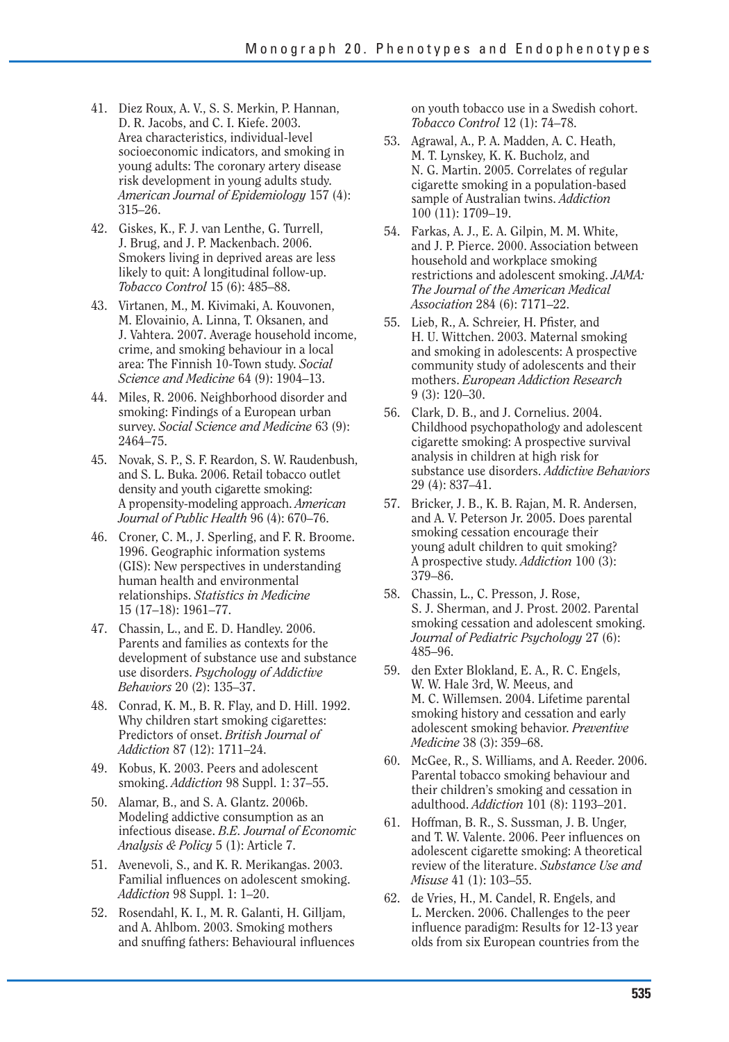41. Diez Roux, A. V., S. S. Merkin, P. Hannan, D. R. Jacobs, and C. I. Kiefe. 2003. Area characteristics, individual-level socioeconomic indicators, and smoking in young adults: The coronary artery disease risk development in young adults study. *American Journal of Epidemiology* 157 (4): 315–26.
42. Giskes, K., F. J. van Lenthe, G. Turrell, J. Brug, and J. P. Mackenbach. 2006. Smokers living in deprived areas are less likely to quit: A longitudinal follow-up. *Tobacco Control* 15 (6): 485–88.
43. Virtanen, M., M. Kivimaki, A. Kouvonen, M. Elovainio, A. Linna, T. Oksanen, and J. Vahtera. 2007. Average household income, crime, and smoking behaviour in a local area: The Finnish 10-Town study. *Social Science and Medicine* 64 (9): 1904–13.
44. Miles, R. 2006. Neighborhood disorder and smoking: Findings of a European urban survey. *Social Science and Medicine* 63 (9): 2464–75.
45. Novak, S. P., S. F. Reardon, S. W. Raudenbush, and S. L. Buka. 2006. Retail tobacco outlet density and youth cigarette smoking: A propensity-modeling approach. *American Journal of Public Health* 96 (4): 670–76.
46. Croner, C. M., J. Sperling, and F. R. Broome. 1996. Geographic information systems (GIS): New perspectives in understanding human health and environmental relationships. *Statistics in Medicine* 15 (17–18): 1961–77.
47. Chassin, L., and E. D. Handley. 2006. Parents and families as contexts for the development of substance use and substance use disorders. *Psychology of Addictive Behaviors* 20 (2): 135–37.
48. Conrad, K. M., B. R. Flay, and D. Hill. 1992. Why children start smoking cigarettes: Predictors of onset. *British Journal of Addiction* 87 (12): 1711–24.
49. Kobus, K. 2003. Peers and adolescent smoking. *Addiction* 98 Suppl. 1: 37–55.
50. Alamar, B., and S. A. Glantz. 2006b. Modeling addictive consumption as an infectious disease. *B.E. Journal of Economic Analysis & Policy* 5 (1): Article 7.
51. Avenevoli, S., and K. R. Merikangas. 2003. Familial influences on adolescent smoking. *Addiction* 98 Suppl. 1: 1–20.
52. Rosendahl, K. I., M. R. Galanti, H. Gilljam, and A. Ahlbom. 2003. Smoking mothers and snuffing fathers: Behavioural influences on youth tobacco use in a Swedish cohort. *Tobacco Control* 12 (1): 74–78.
53. Agrawal, A., P. A. Madden, A. C. Heath, M. T. Lynskey, K. K. Bucholz, and N. G. Martin. 2005. Correlates of regular cigarette smoking in a population-based sample of Australian twins. *Addiction* 100 (11): 1709–19.
54. Farkas, A. J., E. A. Gilpin, M. M. White, and J. P. Pierce. 2000. Association between household and workplace smoking restrictions and adolescent smoking. *JAMA: The Journal of the American Medical Association* 284 (6): 7171–22.
55. Lieb, R., A. Schreier, H. Pfister, and H. U. Wittchen. 2003. Maternal smoking and smoking in adolescents: A prospective community study of adolescents and their mothers. *European Addiction Research* 9 (3): 120–30.
56. Clark, D. B., and J. Cornelius. 2004. Childhood psychopathology and adolescent cigarette smoking: A prospective survival analysis in children at high risk for substance use disorders. *Addictive Behaviors* 29 (4): 837–41.
57. Bricker, J. B., K. B. Rajan, M. R. Andersen, and A. V. Peterson Jr. 2005. Does parental smoking cessation encourage their young adult children to quit smoking? A prospective study. *Addiction* 100 (3): 379–86.
58. Chassin, L., C. Presson, J. Rose, S. J. Sherman, and J. Prost. 2002. Parental smoking cessation and adolescent smoking. *Journal of Pediatric Psychology* 27 (6): 485–96.
59. den Exter Blokland, E. A., R. C. Engels, W. W. Hale 3rd, W. Meeus, and M. C. Willemsen. 2004. Lifetime parental smoking history and cessation and early adolescent smoking behavior. *Preventive Medicine* 38 (3): 359–68.
60. McGee, R., S. Williams, and A. Reeder. 2006. Parental tobacco smoking behaviour and their children's smoking and cessation in adulthood. *Addiction* 101 (8): 1193–201.
61. Hoffman, B. R., S. Sussman, J. B. Unger, and T. W. Valente. 2006. Peer influences on adolescent cigarette smoking: A theoretical review of the literature. *Substance Use and Misuse* 41 (1): 103–55.
62. de Vries, H., M. Candel, R. Engels, and L. Mercken. 2006. Challenges to the peer influence paradigm: Results for 12-13 year olds from six European countries from the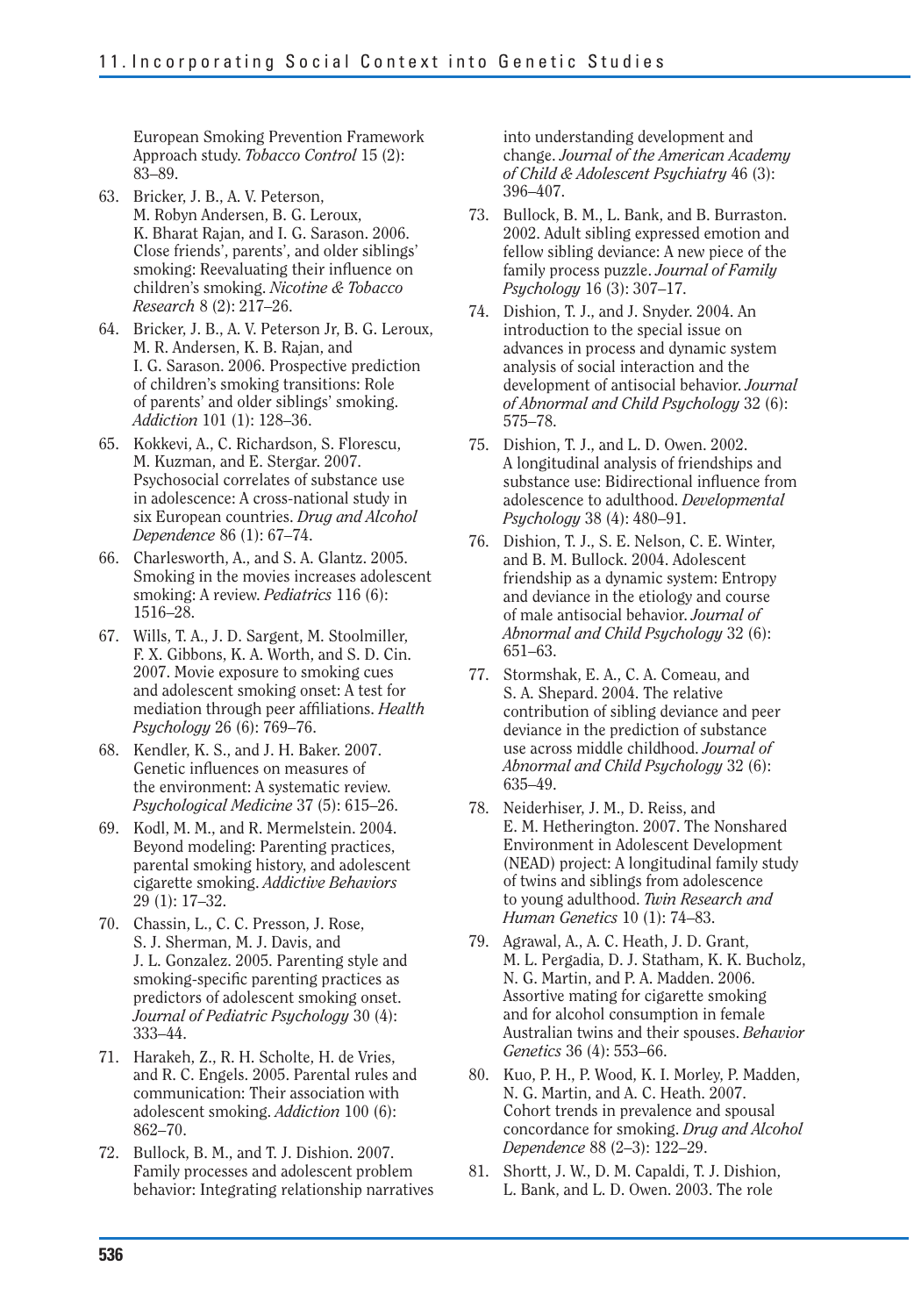European Smoking Prevention Framework Approach study. *Tobacco Control* 15 (2): 83–89.

63. Bricker, J. B., A. V. Peterson, M. Robyn Andersen, B. G. Leroux, K. Bharat Rajan, and I. G. Sarason. 2006. Close friends', parents', and older siblings' smoking: Reevaluating their influence on children's smoking. *Nicotine & Tobacco Research* 8 (2): 217–26.

64. Bricker, J. B., A. V. Peterson Jr, B. G. Leroux, M. R. Andersen, K. B. Rajan, and I. G. Sarason. 2006. Prospective prediction of children's smoking transitions: Role of parents' and older siblings' smoking. *Addiction* 101 (1): 128–36.

65. Kokkevi, A., C. Richardson, S. Florescu, M. Kuzman, and E. Stergar. 2007. Psychosocial correlates of substance use in adolescence: A cross-national study in six European countries. *Drug and Alcohol Dependence* 86 (1): 67–74.

66. Charlesworth, A., and S. A. Glantz. 2005. Smoking in the movies increases adolescent smoking: A review. *Pediatrics* 116 (6): 1516–28.

67. Wills, T. A., J. D. Sargent, M. Stoolmiller, F. X. Gibbons, K. A. Worth, and S. D. Cin. 2007. Movie exposure to smoking cues and adolescent smoking onset: A test for mediation through peer affiliations. *Health Psychology* 26 (6): 769–76.

68. Kendler, K. S., and J. H. Baker. 2007. Genetic influences on measures of the environment: A systematic review. *Psychological Medicine* 37 (5): 615–26.

69. Kodl, M. M., and R. Mermelstein. 2004. Beyond modeling: Parenting practices, parental smoking history, and adolescent cigarette smoking. *Addictive Behaviors* 29 (1): 17–32.

70. Chassin, L., C. C. Presson, J. Rose, S. J. Sherman, M. J. Davis, and J. L. Gonzalez. 2005. Parenting style and smoking-specific parenting practices as predictors of adolescent smoking onset. *Journal of Pediatric Psychology* 30 (4): 333–44.

71. Harakeh, Z., R. H. Scholte, H. de Vries, and R. C. Engels. 2005. Parental rules and communication: Their association with adolescent smoking. *Addiction* 100 (6): 862–70.

72. Bullock, B. M., and T. J. Dishion. 2007. Family processes and adolescent problem behavior: Integrating relationship narratives into understanding development and change. *Journal of the American Academy of Child & Adolescent Psychiatry* 46 (3): 396–407.

73. Bullock, B. M., L. Bank, and B. Burraston. 2002. Adult sibling expressed emotion and fellow sibling deviance: A new piece of the family process puzzle. *Journal of Family Psychology* 16 (3): 307–17.

74. Dishion, T. J., and J. Snyder. 2004. An introduction to the special issue on advances in process and dynamic system analysis of social interaction and the development of antisocial behavior. *Journal of Abnormal and Child Psychology* 32 (6): 575–78.

75. Dishion, T. J., and L. D. Owen. 2002. A longitudinal analysis of friendships and substance use: Bidirectional influence from adolescence to adulthood. *Developmental Psychology* 38 (4): 480–91.

76. Dishion, T. J., S. E. Nelson, C. E. Winter, and B. M. Bullock. 2004. Adolescent friendship as a dynamic system: Entropy and deviance in the etiology and course of male antisocial behavior. *Journal of Abnormal and Child Psychology* 32 (6): 651–63.

77. Stormshak, E. A., C. A. Comeau, and S. A. Shepard. 2004. The relative contribution of sibling deviance and peer deviance in the prediction of substance use across middle childhood. *Journal of Abnormal and Child Psychology* 32 (6): 635–49.

78. Neiderhiser, J. M., D. Reiss, and E. M. Hetherington. 2007. The Nonshared Environment in Adolescent Development (NEAD) project: A longitudinal family study of twins and siblings from adolescence to young adulthood. *Twin Research and Human Genetics* 10 (1): 74–83.

79. Agrawal, A., A. C. Heath, J. D. Grant, M. L. Pergadia, D. J. Statham, K. K. Bucholz, N. G. Martin, and P. A. Madden. 2006. Assortive mating for cigarette smoking and for alcohol consumption in female Australian twins and their spouses. *Behavior Genetics* 36 (4): 553–66.

80. Kuo, P. H., P. Wood, K. I. Morley, P. Madden, N. G. Martin, and A. C. Heath. 2007. Cohort trends in prevalence and spousal concordance for smoking. *Drug and Alcohol Dependence* 88 (2–3): 122–29.

81. Shortt, J. W., D. M. Capaldi, T. J. Dishion, L. Bank, and L. D. Owen. 2003. The role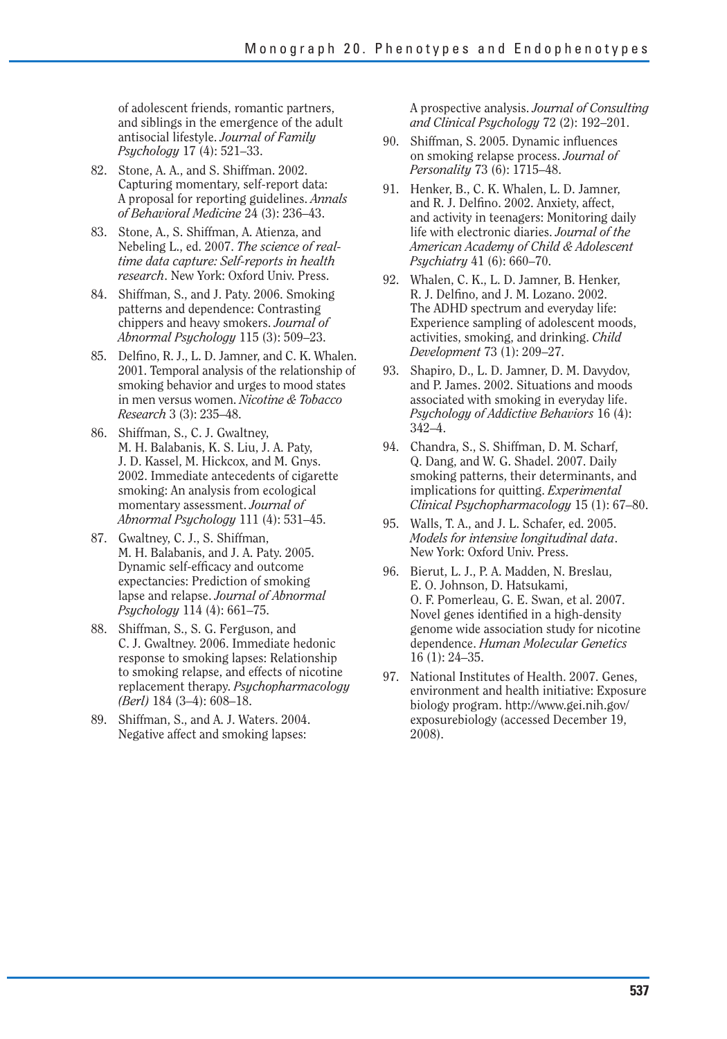of adolescent friends, romantic partners, and siblings in the emergence of the adult antisocial lifestyle. *Journal of Family Psychology* 17 (4): 521–33.

82. Stone, A. A., and S. Shiffman. 2002. Capturing momentary, self-report data: A proposal for reporting guidelines. *Annals of Behavioral Medicine* 24 (3): 236–43.
83. Stone, A., S. Shiffman, A. Atienza, and Nebeling L., ed. 2007. *The science of real-time data capture: Self-reports in health research*. New York: Oxford Univ. Press.
84. Shiffman, S., and J. Paty. 2006. Smoking patterns and dependence: Contrasting chippers and heavy smokers. *Journal of Abnormal Psychology* 115 (3): 509–23.
85. Delfino, R. J., L. D. Jamner, and C. K. Whalen. 2001. Temporal analysis of the relationship of smoking behavior and urges to mood states in men versus women. *Nicotine & Tobacco Research* 3 (3): 235–48.
86. Shiffman, S., C. J. Gwaltney, M. H. Balabanis, K. S. Liu, J. A. Paty, J. D. Kassel, M. Hickcox, and M. Gnys. 2002. Immediate antecedents of cigarette smoking: An analysis from ecological momentary assessment. *Journal of Abnormal Psychology* 111 (4): 531–45.
87. Gwaltney, C. J., S. Shiffman, M. H. Balabanis, and J. A. Paty. 2005. Dynamic self-efficacy and outcome expectancies: Prediction of smoking lapse and relapse. *Journal of Abnormal Psychology* 114 (4): 661–75.
88. Shiffman, S., S. G. Ferguson, and C. J. Gwaltney. 2006. Immediate hedonic response to smoking lapses: Relationship to smoking relapse, and effects of nicotine replacement therapy. *Psychopharmacology (Berl)* 184 (3–4): 608–18.
89. Shiffman, S., and A. J. Waters. 2004. Negative affect and smoking lapses: A prospective analysis. *Journal of Consulting and Clinical Psychology* 72 (2): 192–201.
90. Shiffman, S. 2005. Dynamic influences on smoking relapse process. *Journal of Personality* 73 (6): 1715–48.
91. Henker, B., C. K. Whalen, L. D. Jamner, and R. J. Delfino. 2002. Anxiety, affect, and activity in teenagers: Monitoring daily life with electronic diaries. *Journal of the American Academy of Child & Adolescent Psychiatry* 41 (6): 660–70.
92. Whalen, C. K., L. D. Jamner, B. Henker, R. J. Delfino, and J. M. Lozano. 2002. The ADHD spectrum and everyday life: Experience sampling of adolescent moods, activities, smoking, and drinking. *Child Development* 73 (1): 209–27.
93. Shapiro, D., L. D. Jamner, D. M. Davydov, and P. James. 2002. Situations and moods associated with smoking in everyday life. *Psychology of Addictive Behaviors* 16 (4): 342–4.
94. Chandra, S., S. Shiffman, D. M. Scharf, Q. Dang, and W. G. Shadel. 2007. Daily smoking patterns, their determinants, and implications for quitting. *Experimental Clinical Psychopharmacology* 15 (1): 67–80.
95. Walls, T. A., and J. L. Schafer, ed. 2005. *Models for intensive longitudinal data*. New York: Oxford Univ. Press.
96. Bierut, L. J., P. A. Madden, N. Breslau, E. O. Johnson, D. Hatsukami, O. F. Pomerleau, G. E. Swan, et al. 2007. Novel genes identified in a high-density genome wide association study for nicotine dependence. *Human Molecular Genetics* 16 (1): 24–35.
97. National Institutes of Health. 2007. Genes, environment and health initiative: Exposure biology program. http://www.gei.nih.gov/exposurebiology (accessed December 19, 2008).